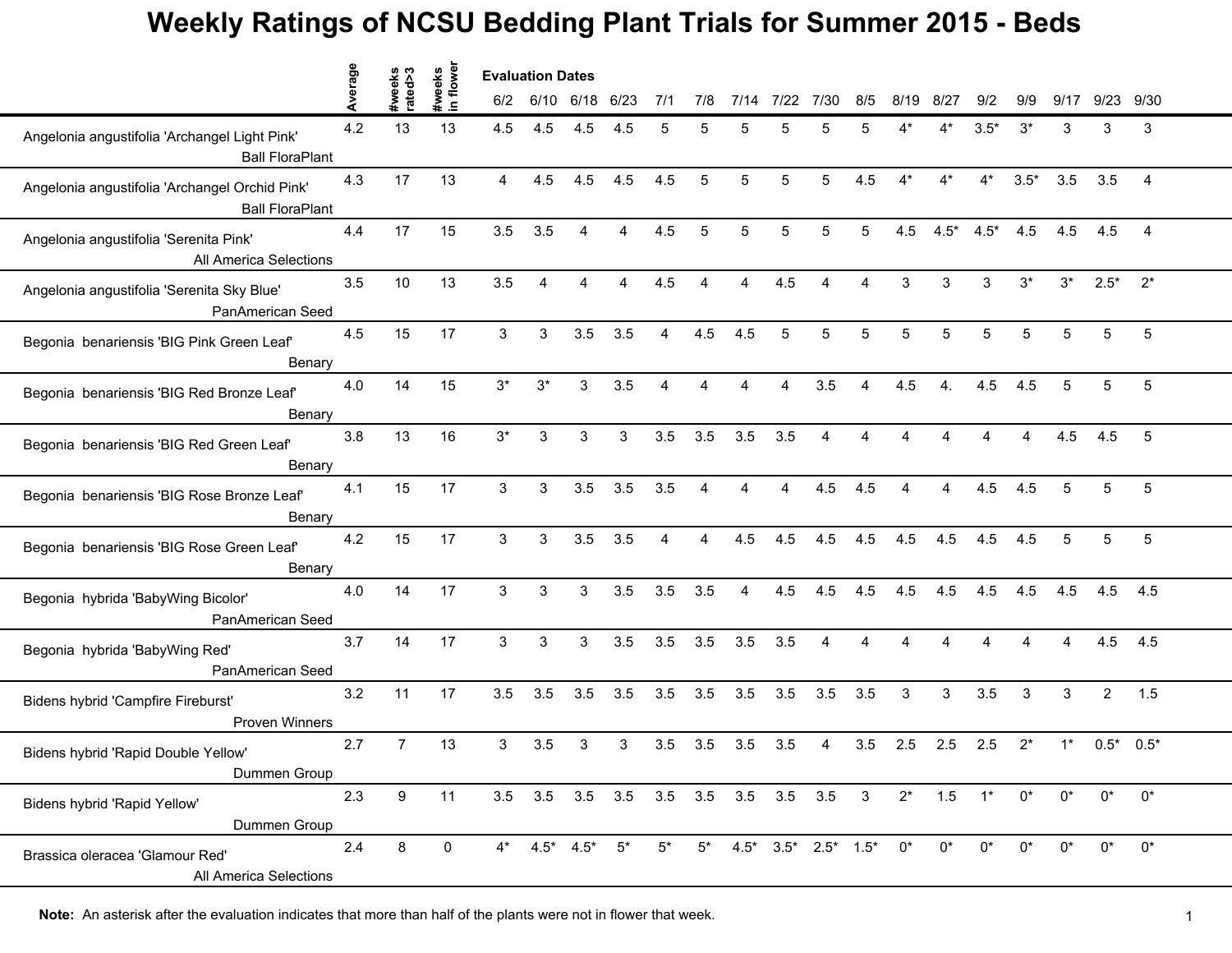# Weekly Ratings of NCSU Bedding Plant Trials for Summer 2015 - Beds

| | Average | #weeks rated>3 | #weeks in flower | Evaluation Dates | | | | | | | | | | | | | | | | |
|---|---|---|---|---|---|---|---|---|---|---|---|---|---|---|---|---|---|---|---|---|
| | | | | 6/2 | 6/10 | 6/18 | 6/23 | 7/1 | 7/8 | 7/14 | 7/22 | 7/30 | 8/5 | 8/19 | 8/27 | 9/2 | 9/9 | 9/17 | 9/23 | 9/30 |
| Angelonia angustifolia 'Archangel Light Pink' Ball FloraPlant | 4.2 | 13 | 13 | 4.5 | 4.5 | 4.5 | 4.5 | 5 | 5 | 5 | 5 | 5 | 5 | 4* | 4* | 3.5* | 3* | 3 | 3 | 3 |
| Angelonia angustifolia 'Archangel Orchid Pink' Ball FloraPlant | 4.3 | 17 | 13 | 4 | 4.5 | 4.5 | 4.5 | 4.5 | 5 | 5 | 5 | 5 | 4.5 | 4* | 4* | 4* | 3.5* | 3.5 | 3.5 | 4 |
| Angelonia angustifolia 'Serenita Pink' All America Selections | 4.4 | 17 | 15 | 3.5 | 3.5 | 4 | 4 | 4.5 | 5 | 5 | 5 | 5 | 5 | 4.5 | 4.5* | 4.5* | 4.5 | 4.5 | 4.5 | 4 |
| Angelonia angustifolia 'Serenita Sky Blue' PanAmerican Seed | 3.5 | 10 | 13 | 3.5 | 4 | 4 | 4 | 4.5 | 4 | 4 | 4.5 | 4 | 4 | 3 | 3 | 3 | 3* | 3* | 2.5* | 2* |
| Begonia benariensis 'BIG Pink Green Leaf' Benary | 4.5 | 15 | 17 | 3 | 3 | 3.5 | 3.5 | 4 | 4.5 | 4.5 | 5 | 5 | 5 | 5 | 5 | 5 | 5 | 5 | 5 | 5 |
| Begonia benariensis 'BIG Red Bronze Leaf' Benary | 4.0 | 14 | 15 | 3* | 3* | 3 | 3.5 | 4 | 4 | 4 | 4 | 3.5 | 4 | 4.5 | 4. | 4.5 | 4.5 | 5 | 5 | 5 |
| Begonia benariensis 'BIG Red Green Leaf' Benary | 3.8 | 13 | 16 | 3* | 3 | 3 | 3 | 3.5 | 3.5 | 3.5 | 3.5 | 4 | 4 | 4 | 4 | 4 | 4 | 4.5 | 4.5 | 5 |
| Begonia benariensis 'BIG Rose Bronze Leaf' Benary | 4.1 | 15 | 17 | 3 | 3 | 3.5 | 3.5 | 3.5 | 4 | 4 | 4 | 4.5 | 4.5 | 4 | 4 | 4.5 | 4.5 | 5 | 5 | 5 |
| Begonia benariensis 'BIG Rose Green Leaf' Benary | 4.2 | 15 | 17 | 3 | 3 | 3.5 | 3.5 | 4 | 4 | 4.5 | 4.5 | 4.5 | 4.5 | 4.5 | 4.5 | 4.5 | 4.5 | 5 | 5 | 5 |
| Begonia hybrida 'BabyWing Bicolor' PanAmerican Seed | 4.0 | 14 | 17 | 3 | 3 | 3 | 3.5 | 3.5 | 3.5 | 4 | 4.5 | 4.5 | 4.5 | 4.5 | 4.5 | 4.5 | 4.5 | 4.5 | 4.5 | 4.5 |
| Begonia hybrida 'BabyWing Red' PanAmerican Seed | 3.7 | 14 | 17 | 3 | 3 | 3 | 3.5 | 3.5 | 3.5 | 3.5 | 3.5 | 4 | 4 | 4 | 4 | 4 | 4 | 4 | 4.5 | 4.5 |
| Bidens hybrid 'Campfire Fireburst' Proven Winners | 3.2 | 11 | 17 | 3.5 | 3.5 | 3.5 | 3.5 | 3.5 | 3.5 | 3.5 | 3.5 | 3.5 | 3.5 | 3 | 3 | 3.5 | 3 | 3 | 2 | 1.5 |
| Bidens hybrid 'Rapid Double Yellow' Dummen Group | 2.7 | 7 | 13 | 3 | 3.5 | 3 | 3 | 3.5 | 3.5 | 3.5 | 3.5 | 4 | 3.5 | 2.5 | 2.5 | 2.5 | 2* | 1* | 0.5* | 0.5* |
| Bidens hybrid 'Rapid Yellow' Dummen Group | 2.3 | 9 | 11 | 3.5 | 3.5 | 3.5 | 3.5 | 3.5 | 3.5 | 3.5 | 3.5 | 3.5 | 3 | 2* | 1.5 | 1* | 0* | 0* | 0* | 0* |
| Brassica oleracea 'Glamour Red' All America Selections | 2.4 | 8 | 0 | 4* | 4.5* | 4.5* | 5* | 5* | 5* | 4.5* | 3.5* | 2.5* | 1.5* | 0* | 0* | 0* | 0* | 0* | 0* | 0* |

**Note:** An asterisk after the evaluation indicates that more than half of the plants were not in flower that week.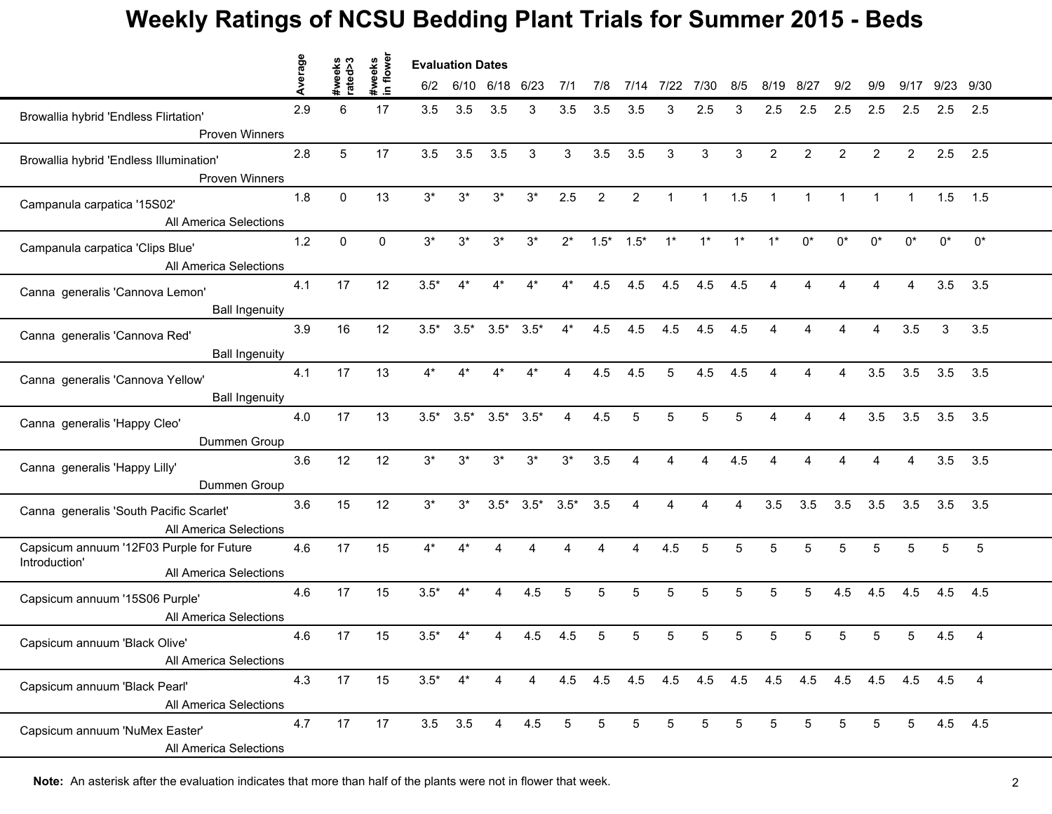# Weekly Ratings of NCSU Bedding Plant Trials for Summer 2015 - Beds

| | Average | #weeks rated>3 | #weeks in flower | 6/2 | 6/10 | 6/18 | 6/23 | 7/1 | 7/8 | 7/14 | 7/22 | 7/30 | 8/5 | 8/19 | 8/27 | 9/2 | 9/9 | 9/17 | 9/23 | 9/30 |
|---|---|---|---|---|---|---|---|---|---|---|---|---|---|---|---|---|---|---|---|---|
| | | | | Evaluation Dates | | | | | | | | | | | | | | | | |
| Browallia hybrid 'Endless Flirtation' Proven Winners | 2.9 | 6 | 17 | 3.5 | 3.5 | 3.5 | 3 | 3.5 | 3.5 | 3.5 | 3 | 2.5 | 3 | 2.5 | 2.5 | 2.5 | 2.5 | 2.5 | 2.5 | 2.5 |
| Browallia hybrid 'Endless Illumination' Proven Winners | 2.8 | 5 | 17 | 3.5 | 3.5 | 3.5 | 3 | 3 | 3.5 | 3.5 | 3 | 3 | 3 | 2 | 2 | 2 | 2 | 2 | 2.5 | 2.5 |
| Campanula carpatica '15S02' All America Selections | 1.8 | 0 | 13 | 3* | 3* | 3* | 3* | 2.5 | 2 | 2 | 1 | 1 | 1.5 | 1 | 1 | 1 | 1 | 1 | 1.5 | 1.5 |
| Campanula carpatica 'Clips Blue' All America Selections | 1.2 | 0 | 0 | 3* | 3* | 3* | 3* | 2* | 1.5* | 1.5* | 1* | 1* | 1* | 1* | 0* | 0* | 0* | 0* | 0* | 0* |
| Canna generalis 'Cannova Lemon' Ball Ingenuity | 4.1 | 17 | 12 | 3.5* | 4* | 4* | 4* | 4* | 4.5 | 4.5 | 4.5 | 4.5 | 4.5 | 4 | 4 | 4 | 4 | 4 | 3.5 | 3.5 |
| Canna generalis 'Cannova Red' Ball Ingenuity | 3.9 | 16 | 12 | 3.5* | 3.5* | 3.5* | 3.5* | 4* | 4.5 | 4.5 | 4.5 | 4.5 | 4.5 | 4 | 4 | 4 | 4 | 3.5 | 3 | 3.5 |
| Canna generalis 'Cannova Yellow' Ball Ingenuity | 4.1 | 17 | 13 | 4* | 4* | 4* | 4* | 4 | 4.5 | 4.5 | 5 | 4.5 | 4.5 | 4 | 4 | 4 | 3.5 | 3.5 | 3.5 | 3.5 |
| Canna generalis 'Happy Cleo' Dummen Group | 4.0 | 17 | 13 | 3.5* | 3.5* | 3.5* | 3.5* | 4 | 4.5 | 5 | 5 | 5 | 5 | 4 | 4 | 4 | 3.5 | 3.5 | 3.5 | 3.5 |
| Canna generalis 'Happy Lilly' Dummen Group | 3.6 | 12 | 12 | 3* | 3* | 3* | 3* | 3* | 3.5 | 4 | 4 | 4 | 4.5 | 4 | 4 | 4 | 4 | 4 | 3.5 | 3.5 |
| Canna generalis 'South Pacific Scarlet' All America Selections | 3.6 | 15 | 12 | 3* | 3* | 3.5* | 3.5* | 3.5* | 3.5 | 4 | 4 | 4 | 4 | 3.5 | 3.5 | 3.5 | 3.5 | 3.5 | 3.5 | 3.5 |
| Capsicum annuum '12F03 Purple for Future Introduction' All America Selections | 4.6 | 17 | 15 | 4* | 4* | 4 | 4 | 4 | 4 | 4 | 4.5 | 5 | 5 | 5 | 5 | 5 | 5 | 5 | 5 | 5 |
| Capsicum annuum '15S06 Purple' All America Selections | 4.6 | 17 | 15 | 3.5* | 4* | 4 | 4.5 | 5 | 5 | 5 | 5 | 5 | 5 | 5 | 5 | 4.5 | 4.5 | 4.5 | 4.5 | 4.5 |
| Capsicum annuum 'Black Olive' All America Selections | 4.6 | 17 | 15 | 3.5* | 4* | 4 | 4.5 | 4.5 | 5 | 5 | 5 | 5 | 5 | 5 | 5 | 5 | 5 | 5 | 4.5 | 4 |
| Capsicum annuum 'Black Pearl' All America Selections | 4.3 | 17 | 15 | 3.5* | 4* | 4 | 4 | 4.5 | 4.5 | 4.5 | 4.5 | 4.5 | 4.5 | 4.5 | 4.5 | 4.5 | 4.5 | 4.5 | 4.5 | 4 |
| Capsicum annuum 'NuMex Easter' All America Selections | 4.7 | 17 | 17 | 3.5 | 3.5 | 4 | 4.5 | 5 | 5 | 5 | 5 | 5 | 5 | 5 | 5 | 5 | 5 | 5 | 4.5 | 4.5 |

**Note:** An asterisk after the evaluation indicates that more than half of the plants were not in flower that week.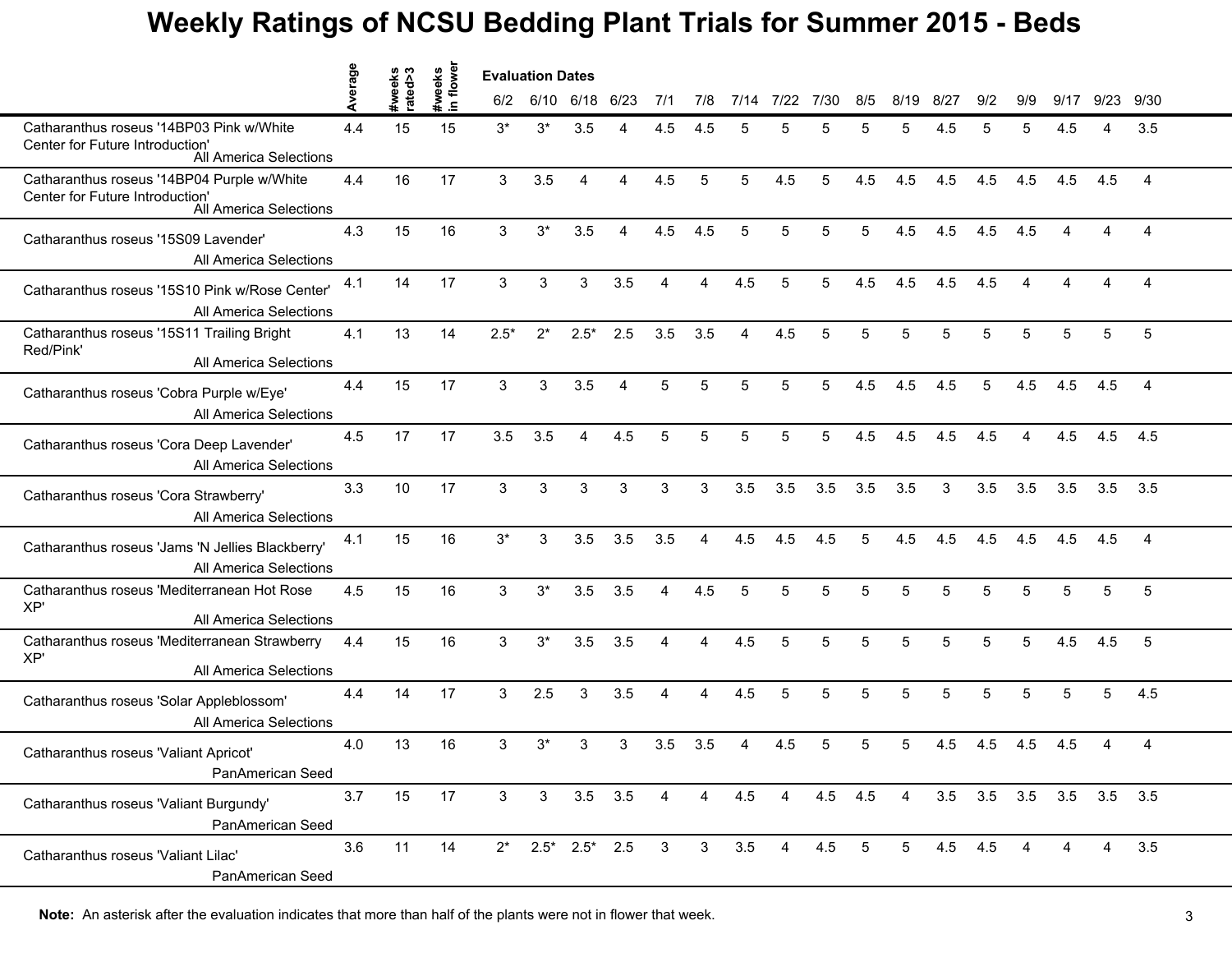# Weekly Ratings of NCSU Bedding Plant Trials for Summer 2015 - Beds

| | Average | #weeks rated>3 | #weeks in flower | 6/2 | 6/10 | 6/18 | 6/23 | 7/1 | 7/8 | 7/14 | 7/22 | 7/30 | 8/5 | 8/19 | 8/27 | 9/2 | 9/9 | 9/17 | 9/23 | 9/30 |
|---|---|---|---|---|---|---|---|---|---|---|---|---|---|---|---|---|---|---|---|---|
| | | | | Evaluation Dates | | | | | | | | | | | | | | | | |
| Catharanthus roseus '14BP03 Pink w/White Center for Future Introduction' All America Selections | 4.4 | 15 | 15 | 3* | 3* | 3.5 | 4 | 4.5 | 4.5 | 5 | 5 | 5 | 5 | 5 | 4.5 | 5 | 5 | 4.5 | 4 | 3.5 |
| Catharanthus roseus '14BP04 Purple w/White Center for Future Introduction' All America Selections | 4.4 | 16 | 17 | 3 | 3.5 | 4 | 4 | 4.5 | 5 | 5 | 4.5 | 5 | 4.5 | 4.5 | 4.5 | 4.5 | 4.5 | 4.5 | 4.5 | 4 |
| Catharanthus roseus '15S09 Lavender' All America Selections | 4.3 | 15 | 16 | 3 | 3* | 3.5 | 4 | 4.5 | 4.5 | 5 | 5 | 5 | 5 | 4.5 | 4.5 | 4.5 | 4.5 | 4 | 4 | 4 |
| Catharanthus roseus '15S10 Pink w/Rose Center' All America Selections | 4.1 | 14 | 17 | 3 | 3 | 3 | 3.5 | 4 | 4 | 4.5 | 5 | 5 | 4.5 | 4.5 | 4.5 | 4.5 | 4 | 4 | 4 | 4 |
| Catharanthus roseus '15S11 Trailing Bright Red/Pink' All America Selections | 4.1 | 13 | 14 | 2.5* | 2* | 2.5* | 2.5 | 3.5 | 3.5 | 4 | 4.5 | 5 | 5 | 5 | 5 | 5 | 5 | 5 | 5 | 5 |
| Catharanthus roseus 'Cobra Purple w/Eye' All America Selections | 4.4 | 15 | 17 | 3 | 3 | 3.5 | 4 | 5 | 5 | 5 | 5 | 5 | 4.5 | 4.5 | 4.5 | 5 | 4.5 | 4.5 | 4.5 | 4 |
| Catharanthus roseus 'Cora Deep Lavender' All America Selections | 4.5 | 17 | 17 | 3.5 | 3.5 | 4 | 4.5 | 5 | 5 | 5 | 5 | 5 | 4.5 | 4.5 | 4.5 | 4.5 | 4 | 4.5 | 4.5 | 4.5 |
| Catharanthus roseus 'Cora Strawberry' All America Selections | 3.3 | 10 | 17 | 3 | 3 | 3 | 3 | 3 | 3 | 3.5 | 3.5 | 3.5 | 3.5 | 3.5 | 3 | 3.5 | 3.5 | 3.5 | 3.5 | 3.5 |
| Catharanthus roseus 'Jams 'N Jellies Blackberry' All America Selections | 4.1 | 15 | 16 | 3* | 3 | 3.5 | 3.5 | 3.5 | 4 | 4.5 | 4.5 | 4.5 | 5 | 4.5 | 4.5 | 4.5 | 4.5 | 4.5 | 4.5 | 4 |
| Catharanthus roseus 'Mediterranean Hot Rose XP' All America Selections | 4.5 | 15 | 16 | 3 | 3* | 3.5 | 3.5 | 4 | 4.5 | 5 | 5 | 5 | 5 | 5 | 5 | 5 | 5 | 5 | 5 | 5 |
| Catharanthus roseus 'Mediterranean Strawberry XP' All America Selections | 4.4 | 15 | 16 | 3 | 3* | 3.5 | 3.5 | 4 | 4 | 4.5 | 5 | 5 | 5 | 5 | 5 | 5 | 5 | 4.5 | 4.5 | 5 |
| Catharanthus roseus 'Solar Appleblossom' All America Selections | 4.4 | 14 | 17 | 3 | 2.5 | 3 | 3.5 | 4 | 4 | 4.5 | 5 | 5 | 5 | 5 | 5 | 5 | 5 | 5 | 5 | 4.5 |
| Catharanthus roseus 'Valiant Apricot' PanAmerican Seed | 4.0 | 13 | 16 | 3 | 3* | 3 | 3 | 3.5 | 3.5 | 4 | 4.5 | 5 | 5 | 5 | 4.5 | 4.5 | 4.5 | 4.5 | 4 | 4 |
| Catharanthus roseus 'Valiant Burgundy' PanAmerican Seed | 3.7 | 15 | 17 | 3 | 3 | 3.5 | 3.5 | 4 | 4 | 4.5 | 4 | 4.5 | 4.5 | 4 | 3.5 | 3.5 | 3.5 | 3.5 | 3.5 | 3.5 |
| Catharanthus roseus 'Valiant Lilac' PanAmerican Seed | 3.6 | 11 | 14 | 2* | 2.5* | 2.5* | 2.5 | 3 | 3 | 3.5 | 4 | 4.5 | 5 | 5 | 4.5 | 4.5 | 4 | 4 | 4 | 3.5 |

**Note:** An asterisk after the evaluation indicates that more than half of the plants were not in flower that week.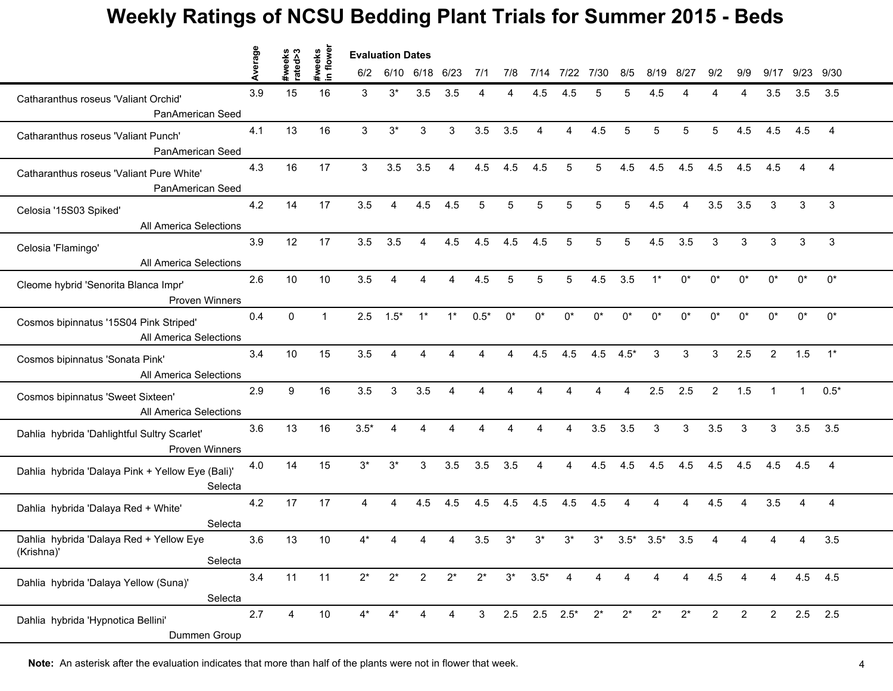# Weekly Ratings of NCSU Bedding Plant Trials for Summer 2015 - Beds

| | Average | #weeks rated>3 | #weeks in flower | 6/2 | 6/10 | 6/18 | 6/23 | 7/1 | 7/8 | 7/14 | 7/22 | 7/30 | 8/5 | 8/19 | 8/27 | 9/2 | 9/9 | 9/17 | 9/23 | 9/30 |
|---|---|---|---|---|---|---|---|---|---|---|---|---|---|---|---|---|---|---|---|---|
| | | | | **Evaluation Dates** | | | | | | | | | | | | | | | | |
| Catharanthus roseus 'Valiant Orchid' PanAmerican Seed | 3.9 | 15 | 16 | 3 | 3* | 3.5 | 3.5 | 4 | 4 | 4.5 | 4.5 | 5 | 5 | 4.5 | 4 | 4 | 4 | 3.5 | 3.5 | 3.5 |
| Catharanthus roseus 'Valiant Punch' PanAmerican Seed | 4.1 | 13 | 16 | 3 | 3* | 3 | 3 | 3.5 | 3.5 | 4 | 4 | 4.5 | 5 | 5 | 5 | 5 | 4.5 | 4.5 | 4.5 | 4 |
| Catharanthus roseus 'Valiant Pure White' PanAmerican Seed | 4.3 | 16 | 17 | 3 | 3.5 | 3.5 | 4 | 4.5 | 4.5 | 4.5 | 5 | 5 | 4.5 | 4.5 | 4.5 | 4.5 | 4.5 | 4.5 | 4 | 4 |
| Celosia '15S03 Spiked' All America Selections | 4.2 | 14 | 17 | 3.5 | 4 | 4.5 | 4.5 | 5 | 5 | 5 | 5 | 5 | 5 | 4.5 | 4 | 3.5 | 3.5 | 3 | 3 | 3 |
| Celosia 'Flamingo' All America Selections | 3.9 | 12 | 17 | 3.5 | 3.5 | 4 | 4.5 | 4.5 | 4.5 | 4.5 | 5 | 5 | 5 | 4.5 | 3.5 | 3 | 3 | 3 | 3 | 3 |
| Cleome hybrid 'Senorita Blanca Impr' Proven Winners | 2.6 | 10 | 10 | 3.5 | 4 | 4 | 4 | 4.5 | 5 | 5 | 5 | 4.5 | 3.5 | 1* | 0* | 0* | 0* | 0* | 0* | 0* |
| Cosmos bipinnatus '15S04 Pink Striped' All America Selections | 0.4 | 0 | 1 | 2.5 | 1.5* | 1* | 1* | 0.5* | 0* | 0* | 0* | 0* | 0* | 0* | 0* | 0* | 0* | 0* | 0* | 0* |
| Cosmos bipinnatus 'Sonata Pink' All America Selections | 3.4 | 10 | 15 | 3.5 | 4 | 4 | 4 | 4 | 4 | 4.5 | 4.5 | 4.5 | 4.5* | 3 | 3 | 3 | 2.5 | 2 | 1.5 | 1* |
| Cosmos bipinnatus 'Sweet Sixteen' All America Selections | 2.9 | 9 | 16 | 3.5 | 3 | 3.5 | 4 | 4 | 4 | 4 | 4 | 4 | 4 | 2.5 | 2.5 | 2 | 1.5 | 1 | 1 | 0.5* |
| Dahlia hybrida 'Dahlightful Sultry Scarlet' Proven Winners | 3.6 | 13 | 16 | 3.5* | 4 | 4 | 4 | 4 | 4 | 4 | 4 | 3.5 | 3.5 | 3 | 3 | 3.5 | 3 | 3 | 3.5 | 3.5 |
| Dahlia hybrida 'Dalaya Pink + Yellow Eye (Bali)' Selecta | 4.0 | 14 | 15 | 3* | 3* | 3 | 3.5 | 3.5 | 3.5 | 4 | 4 | 4.5 | 4.5 | 4.5 | 4.5 | 4.5 | 4.5 | 4.5 | 4.5 | 4 |
| Dahlia hybrida 'Dalaya Red + White' Selecta | 4.2 | 17 | 17 | 4 | 4 | 4.5 | 4.5 | 4.5 | 4.5 | 4.5 | 4.5 | 4.5 | 4 | 4 | 4 | 4.5 | 4 | 3.5 | 4 | 4 |
| Dahlia hybrida 'Dalaya Red + Yellow Eye (Krishna)' Selecta | 3.6 | 13 | 10 | 4* | 4 | 4 | 4 | 3.5 | 3* | 3* | 3* | 3* | 3.5* | 3.5* | 3.5 | 4 | 4 | 4 | 4 | 3.5 |
| Dahlia hybrida 'Dalaya Yellow (Suna)' Selecta | 3.4 | 11 | 11 | 2* | 2* | 2 | 2* | 2* | 3* | 3.5* | 4 | 4 | 4 | 4 | 4 | 4.5 | 4 | 4 | 4.5 | 4.5 |
| Dahlia hybrida 'Hypnotica Bellini' Dummen Group | 2.7 | 4 | 10 | 4* | 4* | 4 | 4 | 3 | 2.5 | 2.5 | 2.5* | 2* | 2* | 2* | 2* | 2 | 2 | 2 | 2.5 | 2.5 |

**Note:** An asterisk after the evaluation indicates that more than half of the plants were not in flower that week.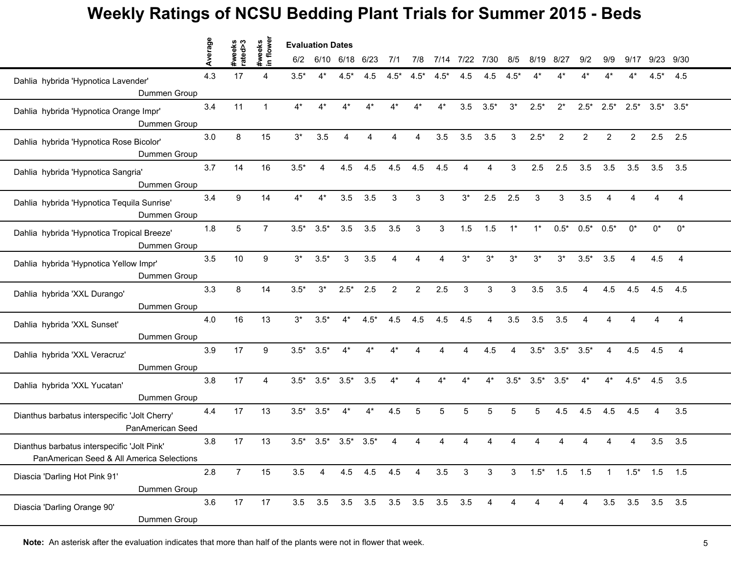# Weekly Ratings of NCSU Bedding Plant Trials for Summer 2015 - Beds

| | Average | #weeks rated>3 | #weeks in flower | 6/2 | 6/10 | 6/18 | 6/23 | 7/1 | 7/8 | 7/14 | 7/22 | 7/30 | 8/5 | 8/19 | 8/27 | 9/2 | 9/9 | 9/17 | 9/23 | 9/30 |
|---|---|---|---|---|---|---|---|---|---|---|---|---|---|---|---|---|---|---|---|---|
| | | | | Evaluation Dates | | | | | | | | | | | | | | | | |
| Dahlia hybrida 'Hypnotica Lavender' Dummen Group | 4.3 | 17 | 4 | 3.5* | 4* | 4.5* | 4.5 | 4.5* | 4.5* | 4.5* | 4.5 | 4.5 | 4.5* | 4* | 4* | 4* | 4* | 4* | 4.5* | 4.5 |
| Dahlia hybrida 'Hypnotica Orange Impr' Dummen Group | 3.4 | 11 | 1 | 4* | 4* | 4* | 4* | 4* | 4* | 4* | 3.5 | 3.5* | 3* | 2.5* | 2* | 2.5* | 2.5* | 2.5* | 3.5* | 3.5* |
| Dahlia hybrida 'Hypnotica Rose Bicolor' Dummen Group | 3.0 | 8 | 15 | 3* | 3.5 | 4 | 4 | 4 | 4 | 3.5 | 3.5 | 3.5 | 3 | 2.5* | 2 | 2 | 2 | 2 | 2.5 | 2.5 |
| Dahlia hybrida 'Hypnotica Sangria' Dummen Group | 3.7 | 14 | 16 | 3.5* | 4 | 4.5 | 4.5 | 4.5 | 4.5 | 4.5 | 4 | 4 | 3 | 2.5 | 2.5 | 3.5 | 3.5 | 3.5 | 3.5 | 3.5 |
| Dahlia hybrida 'Hypnotica Tequila Sunrise' Dummen Group | 3.4 | 9 | 14 | 4* | 4* | 3.5 | 3.5 | 3 | 3 | 3 | 3* | 2.5 | 2.5 | 3 | 3 | 3.5 | 4 | 4 | 4 | 4 |
| Dahlia hybrida 'Hypnotica Tropical Breeze' Dummen Group | 1.8 | 5 | 7 | 3.5* | 3.5* | 3.5 | 3.5 | 3.5 | 3 | 3 | 1.5 | 1.5 | 1* | 1* | 0.5* | 0.5* | 0.5* | 0* | 0* | 0* |
| Dahlia hybrida 'Hypnotica Yellow Impr' Dummen Group | 3.5 | 10 | 9 | 3* | 3.5* | 3 | 3.5 | 4 | 4 | 4 | 3* | 3* | 3* | 3* | 3* | 3.5* | 3.5 | 4 | 4.5 | 4 |
| Dahlia hybrida 'XXL Durango' Dummen Group | 3.3 | 8 | 14 | 3.5* | 3* | 2.5* | 2.5 | 2 | 2 | 2.5 | 3 | 3 | 3 | 3.5 | 3.5 | 4 | 4.5 | 4.5 | 4.5 | 4.5 |
| Dahlia hybrida 'XXL Sunset' Dummen Group | 4.0 | 16 | 13 | 3* | 3.5* | 4* | 4.5* | 4.5 | 4.5 | 4.5 | 4.5 | 4 | 3.5 | 3.5 | 3.5 | 4 | 4 | 4 | 4 | 4 |
| Dahlia hybrida 'XXL Veracruz' Dummen Group | 3.9 | 17 | 9 | 3.5* | 3.5* | 4* | 4* | 4* | 4 | 4 | 4 | 4.5 | 4 | 3.5* | 3.5* | 3.5* | 4 | 4.5 | 4.5 | 4 |
| Dahlia hybrida 'XXL Yucatan' Dummen Group | 3.8 | 17 | 4 | 3.5* | 3.5* | 3.5* | 3.5 | 4* | 4 | 4* | 4* | 4* | 3.5* | 3.5* | 3.5* | 4* | 4* | 4.5* | 4.5 | 3.5 |
| Dianthus barbatus interspecific 'Jolt Cherry' PanAmerican Seed | 4.4 | 17 | 13 | 3.5* | 3.5* | 4* | 4* | 4.5 | 5 | 5 | 5 | 5 | 5 | 5 | 4.5 | 4.5 | 4.5 | 4.5 | 4 | 3.5 |
| Dianthus barbatus interspecific 'Jolt Pink' PanAmerican Seed & All America Selections | 3.8 | 17 | 13 | 3.5* | 3.5* | 3.5* | 3.5* | 4 | 4 | 4 | 4 | 4 | 4 | 4 | 4 | 4 | 4 | 4 | 3.5 | 3.5 |
| Diascia 'Darling Hot Pink 91' Dummen Group | 2.8 | 7 | 15 | 3.5 | 4 | 4.5 | 4.5 | 4.5 | 4 | 3.5 | 3 | 3 | 3 | 1.5* | 1.5 | 1.5 | 1 | 1.5* | 1.5 | 1.5 |
| Diascia 'Darling Orange 90' Dummen Group | 3.6 | 17 | 17 | 3.5 | 3.5 | 3.5 | 3.5 | 3.5 | 3.5 | 3.5 | 3.5 | 4 | 4 | 4 | 4 | 4 | 3.5 | 3.5 | 3.5 | 3.5 |

**Note:** An asterisk after the evaluation indicates that more than half of the plants were not in flower that week.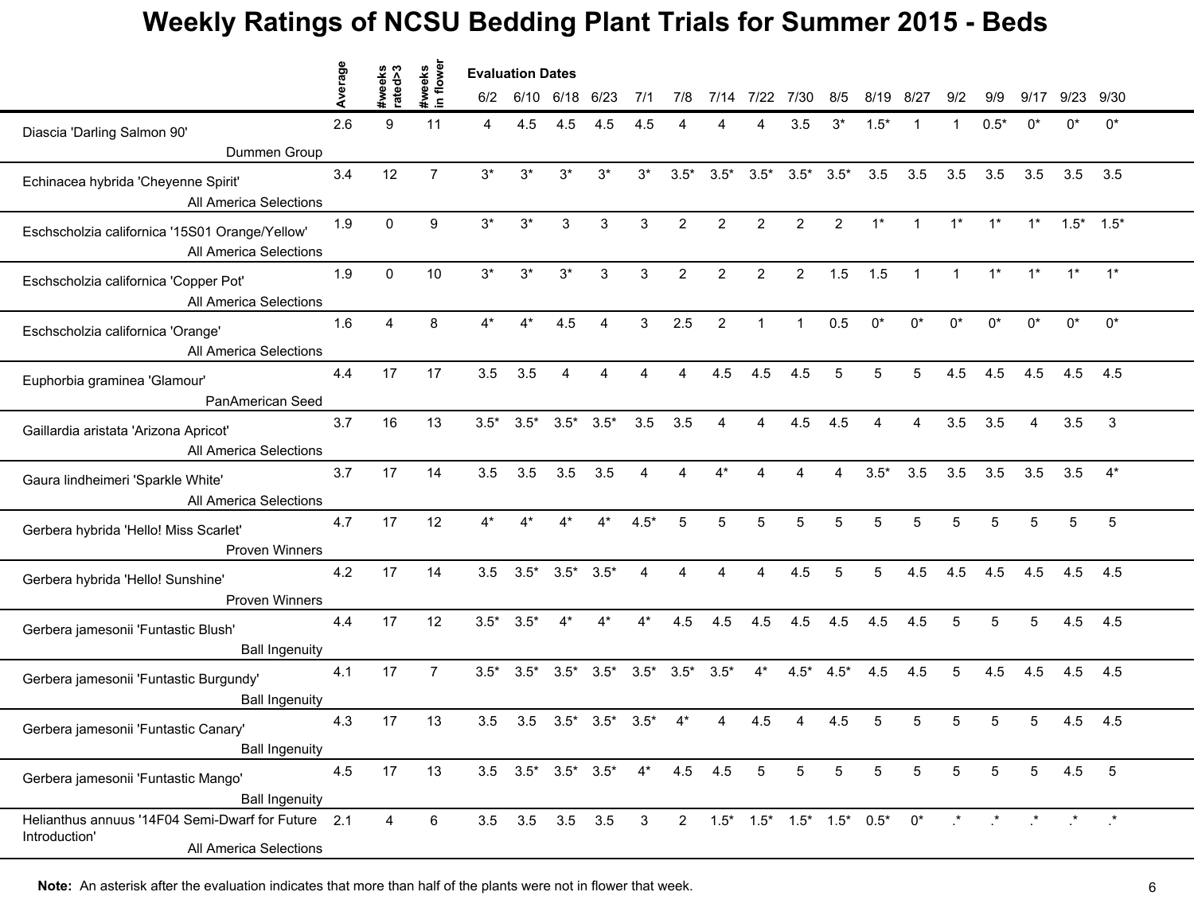# Weekly Ratings of NCSU Bedding Plant Trials for Summer 2015 - Beds

| | Average | #weeks rated>3 | #weeks in flower | 6/2 | 6/10 | 6/18 | 6/23 | 7/1 | 7/8 | 7/14 | 7/22 | 7/30 | 8/5 | 8/19 | 8/27 | 9/2 | 9/9 | 9/17 | 9/23 | 9/30 |
|---|---|---|---|---|---|---|---|---|---|---|---|---|---|---|---|---|---|---|---|---|
| | | | | **Evaluation Dates** | | | | | | | | | | | | | | | | |
| Diascia 'Darling Salmon 90' Dummen Group | 2.6 | 9 | 11 | 4 | 4.5 | 4.5 | 4.5 | 4.5 | 4 | 4 | 4 | 3.5 | 3* | 1.5* | 1 | 1 | 0.5* | 0* | 0* | 0* |
| Echinacea hybrida 'Cheyenne Spirit' All America Selections | 3.4 | 12 | 7 | 3* | 3* | 3* | 3* | 3* | 3.5* | 3.5* | 3.5* | 3.5* | 3.5* | 3.5 | 3.5 | 3.5 | 3.5 | 3.5 | 3.5 | 3.5 |
| Eschscholzia californica '15S01 Orange/Yellow' All America Selections | 1.9 | 0 | 9 | 3* | 3* | 3 | 3 | 3 | 2 | 2 | 2 | 2 | 2 | 1* | 1 | 1* | 1* | 1* | 1.5* | 1.5* |
| Eschscholzia californica 'Copper Pot' All America Selections | 1.9 | 0 | 10 | 3* | 3* | 3* | 3 | 3 | 2 | 2 | 2 | 2 | 1.5 | 1.5 | 1 | 1 | 1* | 1* | 1* | 1* |
| Eschscholzia californica 'Orange' All America Selections | 1.6 | 4 | 8 | 4* | 4* | 4.5 | 4 | 3 | 2.5 | 2 | 1 | 1 | 0.5 | 0* | 0* | 0* | 0* | 0* | 0* | 0* |
| Euphorbia graminea 'Glamour' PanAmerican Seed | 4.4 | 17 | 17 | 3.5 | 3.5 | 4 | 4 | 4 | 4 | 4.5 | 4.5 | 4.5 | 5 | 5 | 5 | 4.5 | 4.5 | 4.5 | 4.5 | 4.5 |
| Gaillardia aristata 'Arizona Apricot' All America Selections | 3.7 | 16 | 13 | 3.5* | 3.5* | 3.5* | 3.5* | 3.5 | 3.5 | 4 | 4 | 4.5 | 4.5 | 4 | 4 | 3.5 | 3.5 | 4 | 3.5 | 3 |
| Gaura lindheimeri 'Sparkle White' All America Selections | 3.7 | 17 | 14 | 3.5 | 3.5 | 3.5 | 3.5 | 4 | 4 | 4* | 4 | 4 | 4 | 3.5* | 3.5 | 3.5 | 3.5 | 3.5 | 3.5 | 4* |
| Gerbera hybrida 'Hello! Miss Scarlet' Proven Winners | 4.7 | 17 | 12 | 4* | 4* | 4* | 4* | 4.5* | 5 | 5 | 5 | 5 | 5 | 5 | 5 | 5 | 5 | 5 | 5 | 5 |
| Gerbera hybrida 'Hello! Sunshine' Proven Winners | 4.2 | 17 | 14 | 3.5 | 3.5* | 3.5* | 3.5* | 4 | 4 | 4 | 4 | 4.5 | 5 | 5 | 4.5 | 4.5 | 4.5 | 4.5 | 4.5 | 4.5 |
| Gerbera jamesonii 'Funtastic Blush' Ball Ingenuity | 4.4 | 17 | 12 | 3.5* | 3.5* | 4* | 4* | 4* | 4.5 | 4.5 | 4.5 | 4.5 | 4.5 | 4.5 | 4.5 | 5 | 5 | 5 | 4.5 | 4.5 |
| Gerbera jamesonii 'Funtastic Burgundy' Ball Ingenuity | 4.1 | 17 | 7 | 3.5* | 3.5* | 3.5* | 3.5* | 3.5* | 3.5* | 3.5* | 4* | 4.5* | 4.5* | 4.5 | 4.5 | 5 | 4.5 | 4.5 | 4.5 | 4.5 |
| Gerbera jamesonii 'Funtastic Canary' Ball Ingenuity | 4.3 | 17 | 13 | 3.5 | 3.5 | 3.5* | 3.5* | 3.5* | 4* | 4 | 4.5 | 4 | 4.5 | 5 | 5 | 5 | 5 | 5 | 4.5 | 4.5 |
| Gerbera jamesonii 'Funtastic Mango' Ball Ingenuity | 4.5 | 17 | 13 | 3.5 | 3.5* | 3.5* | 3.5* | 4* | 4.5 | 4.5 | 5 | 5 | 5 | 5 | 5 | 5 | 5 | 5 | 4.5 | 5 |
| Helianthus annuus '14F04 Semi-Dwarf for Future Introduction' All America Selections | 2.1 | 4 | 6 | 3.5 | 3.5 | 3.5 | 3.5 | 3 | 2 | 1.5* | 1.5* | 1.5* | 1.5* | 0.5* | 0* | .* | .* | .* | .* | .* |

**Note:** An asterisk after the evaluation indicates that more than half of the plants were not in flower that week.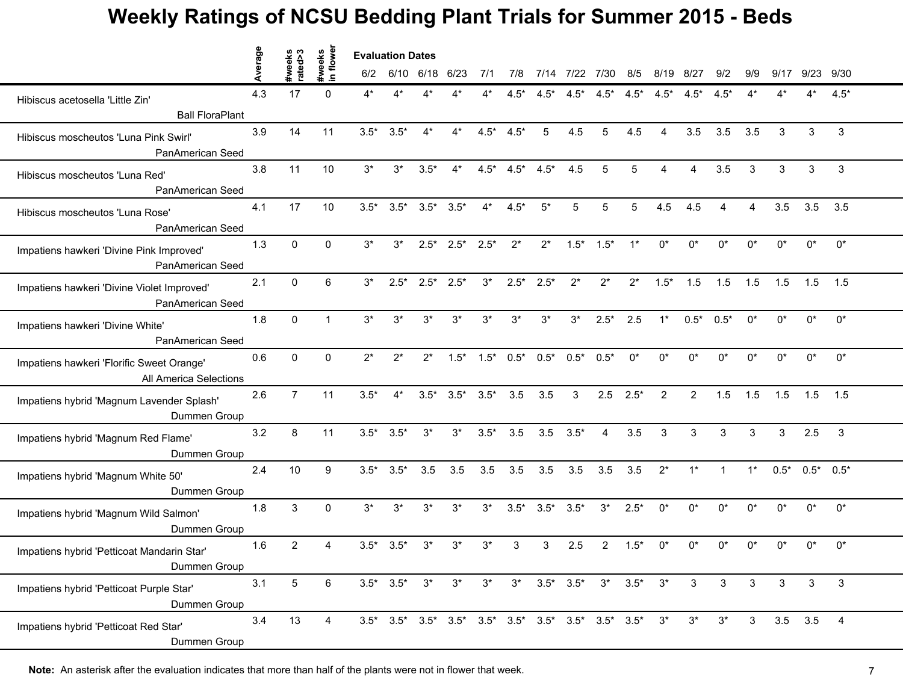# Weekly Ratings of NCSU Bedding Plant Trials for Summer 2015 - Beds

| | Average | #weeks rated>3 | #weeks in flower | 6/2 | 6/10 | 6/18 | 6/23 | 7/1 | 7/8 | 7/14 | 7/22 | 7/30 | 8/5 | 8/19 | 8/27 | 9/2 | 9/9 | 9/17 | 9/23 | 9/30 |
|---|---|---|---|---|---|---|---|---|---|---|---|---|---|---|---|---|---|---|---|---|
| | | | | Evaluation Dates | | | | | | | | | | | | | | | | |
| Hibiscus acetosella 'Little Zin' Ball FloraPlant | 4.3 | 17 | 0 | 4* | 4* | 4* | 4* | 4* | 4.5* | 4.5* | 4.5* | 4.5* | 4.5* | 4.5* | 4.5* | 4.5* | 4* | 4* | 4* | 4.5* |
| Hibiscus moscheutos 'Luna Pink Swirl' PanAmerican Seed | 3.9 | 14 | 11 | 3.5* | 3.5* | 4* | 4* | 4.5* | 4.5* | 5 | 4.5 | 5 | 4.5 | 4 | 3.5 | 3.5 | 3.5 | 3 | 3 | 3 |
| Hibiscus moscheutos 'Luna Red' PanAmerican Seed | 3.8 | 11 | 10 | 3* | 3* | 3.5* | 4* | 4.5* | 4.5* | 4.5* | 4.5 | 5 | 5 | 4 | 4 | 3.5 | 3 | 3 | 3 | 3 |
| Hibiscus moscheutos 'Luna Rose' PanAmerican Seed | 4.1 | 17 | 10 | 3.5* | 3.5* | 3.5* | 3.5* | 4* | 4.5* | 5* | 5 | 5 | 5 | 4.5 | 4.5 | 4 | 4 | 3.5 | 3.5 | 3.5 |
| Impatiens hawkeri 'Divine Pink Improved' PanAmerican Seed | 1.3 | 0 | 0 | 3* | 3* | 2.5* | 2.5* | 2.5* | 2* | 2* | 1.5* | 1.5* | 1* | 0* | 0* | 0* | 0* | 0* | 0* | 0* |
| Impatiens hawkeri 'Divine Violet Improved' PanAmerican Seed | 2.1 | 0 | 6 | 3* | 2.5* | 2.5* | 2.5* | 3* | 2.5* | 2.5* | 2* | 2* | 2* | 1.5* | 1.5 | 1.5 | 1.5 | 1.5 | 1.5 | 1.5 |
| Impatiens hawkeri 'Divine White' PanAmerican Seed | 1.8 | 0 | 1 | 3* | 3* | 3* | 3* | 3* | 3* | 3* | 3* | 2.5* | 2.5 | 1* | 0.5* | 0.5* | 0* | 0* | 0* | 0* |
| Impatiens hawkeri 'Florific Sweet Orange' All America Selections | 0.6 | 0 | 0 | 2* | 2* | 2* | 1.5* | 1.5* | 0.5* | 0.5* | 0.5* | 0.5* | 0* | 0* | 0* | 0* | 0* | 0* | 0* | 0* |
| Impatiens hybrid 'Magnum Lavender Splash' Dummen Group | 2.6 | 7 | 11 | 3.5* | 4* | 3.5* | 3.5* | 3.5* | 3.5 | 3.5 | 3 | 2.5 | 2.5* | 2 | 2 | 1.5 | 1.5 | 1.5 | 1.5 | 1.5 |
| Impatiens hybrid 'Magnum Red Flame' Dummen Group | 3.2 | 8 | 11 | 3.5* | 3.5* | 3* | 3* | 3.5* | 3.5 | 3.5 | 3.5* | 4 | 3.5 | 3 | 3 | 3 | 3 | 3 | 2.5 | 3 |
| Impatiens hybrid 'Magnum White 50' Dummen Group | 2.4 | 10 | 9 | 3.5* | 3.5* | 3.5 | 3.5 | 3.5 | 3.5 | 3.5 | 3.5 | 3.5 | 3.5 | 2* | 1* | 1 | 1* | 0.5* | 0.5* | 0.5* |
| Impatiens hybrid 'Magnum Wild Salmon' Dummen Group | 1.8 | 3 | 0 | 3* | 3* | 3* | 3* | 3* | 3.5* | 3.5* | 3.5* | 3* | 2.5* | 0* | 0* | 0* | 0* | 0* | 0* | 0* |
| Impatiens hybrid 'Petticoat Mandarin Star' Dummen Group | 1.6 | 2 | 4 | 3.5* | 3.5* | 3* | 3* | 3* | 3 | 3 | 2.5 | 2 | 1.5* | 0* | 0* | 0* | 0* | 0* | 0* | 0* |
| Impatiens hybrid 'Petticoat Purple Star' Dummen Group | 3.1 | 5 | 6 | 3.5* | 3.5* | 3* | 3* | 3* | 3* | 3.5* | 3.5* | 3* | 3.5* | 3* | 3 | 3 | 3 | 3 | 3 | 3 |
| Impatiens hybrid 'Petticoat Red Star' Dummen Group | 3.4 | 13 | 4 | 3.5* | 3.5* | 3.5* | 3.5* | 3.5* | 3.5* | 3.5* | 3.5* | 3.5* | 3.5* | 3* | 3* | 3* | 3 | 3.5 | 3.5 | 4 |

**Note:** An asterisk after the evaluation indicates that more than half of the plants were not in flower that week.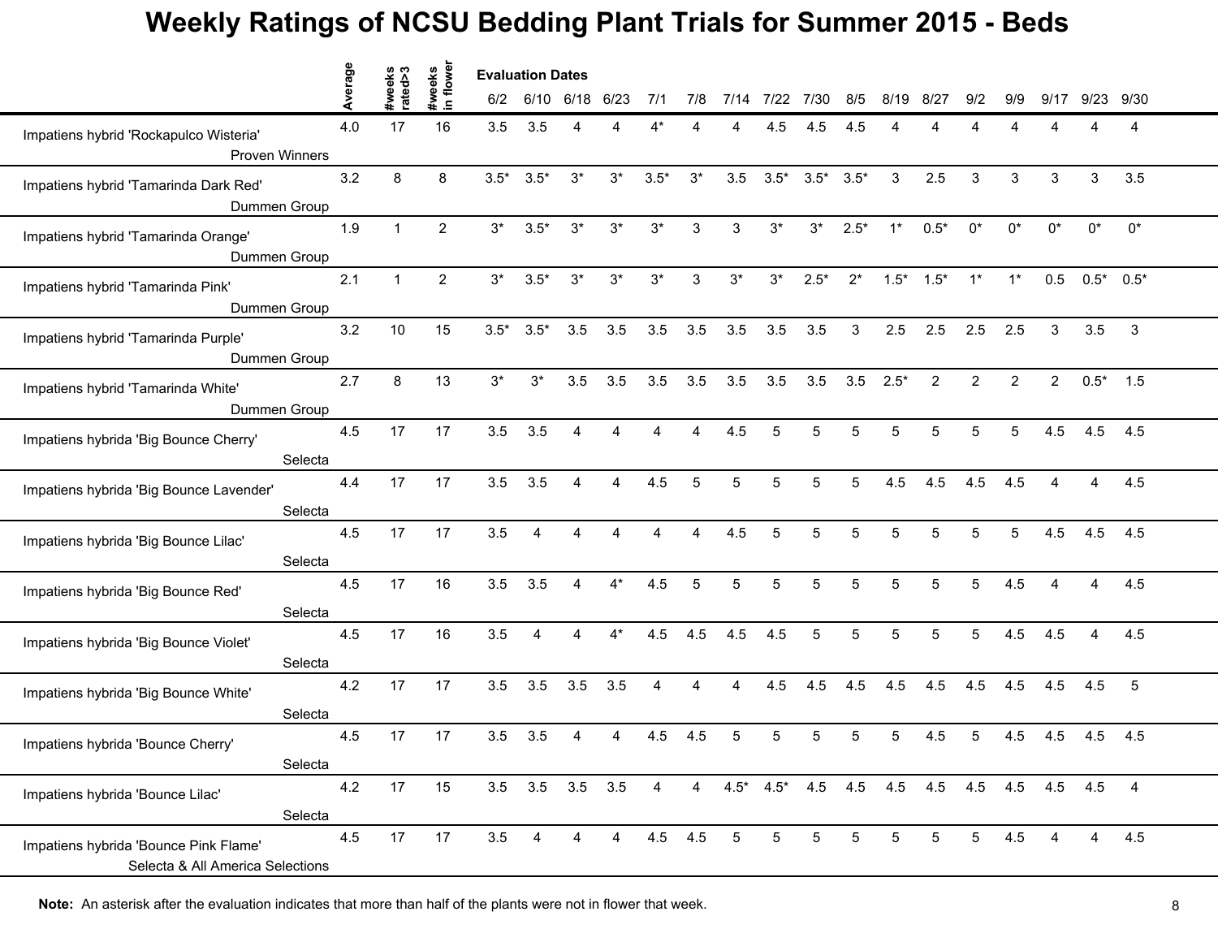# Weekly Ratings of NCSU Bedding Plant Trials for Summer 2015 - Beds

| | Average | #weeks rated>3 | #weeks in flower | 6/2 | 6/10 | 6/18 | 6/23 | 7/1 | 7/8 | 7/14 | 7/22 | 7/30 | 8/5 | 8/19 | 8/27 | 9/2 | 9/9 | 9/17 | 9/23 | 9/30 |
|---|---|---|---|---|---|---|---|---|---|---|---|---|---|---|---|---|---|---|---|---|
| | | | | Evaluation Dates | | | | | | | | | | | | | | | | |
| Impatiens hybrid 'Rockapulco Wisteria' Proven Winners | 4.0 | 17 | 16 | 3.5 | 3.5 | 4 | 4 | 4* | 4 | 4 | 4.5 | 4.5 | 4.5 | 4 | 4 | 4 | 4 | 4 | 4 | 4 |
| Impatiens hybrid 'Tamarinda Dark Red' Dummen Group | 3.2 | 8 | 8 | 3.5* | 3.5* | 3* | 3* | 3.5* | 3* | 3.5 | 3.5* | 3.5* | 3.5* | 3 | 2.5 | 3 | 3 | 3 | 3 | 3.5 |
| Impatiens hybrid 'Tamarinda Orange' Dummen Group | 1.9 | 1 | 2 | 3* | 3.5* | 3* | 3* | 3* | 3 | 3 | 3* | 3* | 2.5* | 1* | 0.5* | 0* | 0* | 0* | 0* | 0* |
| Impatiens hybrid 'Tamarinda Pink' Dummen Group | 2.1 | 1 | 2 | 3* | 3.5* | 3* | 3* | 3* | 3 | 3* | 3* | 2.5* | 2* | 1.5* | 1.5* | 1* | 1* | 0.5 | 0.5* | 0.5* |
| Impatiens hybrid 'Tamarinda Purple' Dummen Group | 3.2 | 10 | 15 | 3.5* | 3.5* | 3.5 | 3.5 | 3.5 | 3.5 | 3.5 | 3.5 | 3.5 | 3 | 2.5 | 2.5 | 2.5 | 2.5 | 3 | 3.5 | 3 |
| Impatiens hybrid 'Tamarinda White' Dummen Group | 2.7 | 8 | 13 | 3* | 3* | 3.5 | 3.5 | 3.5 | 3.5 | 3.5 | 3.5 | 3.5 | 3.5 | 2.5* | 2 | 2 | 2 | 2 | 0.5* | 1.5 |
| Impatiens hybrida 'Big Bounce Cherry' Selecta | 4.5 | 17 | 17 | 3.5 | 3.5 | 4 | 4 | 4 | 4 | 4.5 | 5 | 5 | 5 | 5 | 5 | 5 | 5 | 4.5 | 4.5 | 4.5 |
| Impatiens hybrida 'Big Bounce Lavender' Selecta | 4.4 | 17 | 17 | 3.5 | 3.5 | 4 | 4 | 4.5 | 5 | 5 | 5 | 5 | 5 | 4.5 | 4.5 | 4.5 | 4.5 | 4 | 4 | 4.5 |
| Impatiens hybrida 'Big Bounce Lilac' Selecta | 4.5 | 17 | 17 | 3.5 | 4 | 4 | 4 | 4 | 4 | 4.5 | 5 | 5 | 5 | 5 | 5 | 5 | 5 | 4.5 | 4.5 | 4.5 |
| Impatiens hybrida 'Big Bounce Red' Selecta | 4.5 | 17 | 16 | 3.5 | 3.5 | 4 | 4* | 4.5 | 5 | 5 | 5 | 5 | 5 | 5 | 5 | 5 | 4.5 | 4 | 4 | 4.5 |
| Impatiens hybrida 'Big Bounce Violet' Selecta | 4.5 | 17 | 16 | 3.5 | 4 | 4 | 4* | 4.5 | 4.5 | 4.5 | 4.5 | 5 | 5 | 5 | 5 | 5 | 4.5 | 4.5 | 4 | 4.5 |
| Impatiens hybrida 'Big Bounce White' Selecta | 4.2 | 17 | 17 | 3.5 | 3.5 | 3.5 | 3.5 | 4 | 4 | 4 | 4.5 | 4.5 | 4.5 | 4.5 | 4.5 | 4.5 | 4.5 | 4.5 | 4.5 | 5 |
| Impatiens hybrida 'Bounce Cherry' Selecta | 4.5 | 17 | 17 | 3.5 | 3.5 | 4 | 4 | 4.5 | 4.5 | 5 | 5 | 5 | 5 | 5 | 4.5 | 5 | 4.5 | 4.5 | 4.5 | 4.5 |
| Impatiens hybrida 'Bounce Lilac' Selecta | 4.2 | 17 | 15 | 3.5 | 3.5 | 3.5 | 3.5 | 4 | 4 | 4.5* | 4.5* | 4.5 | 4.5 | 4.5 | 4.5 | 4.5 | 4.5 | 4.5 | 4.5 | 4 |
| Impatiens hybrida 'Bounce Pink Flame' Selecta & All America Selections | 4.5 | 17 | 17 | 3.5 | 4 | 4 | 4 | 4.5 | 4.5 | 5 | 5 | 5 | 5 | 5 | 5 | 5 | 4.5 | 4 | 4 | 4.5 |

**Note:** An asterisk after the evaluation indicates that more than half of the plants were not in flower that week.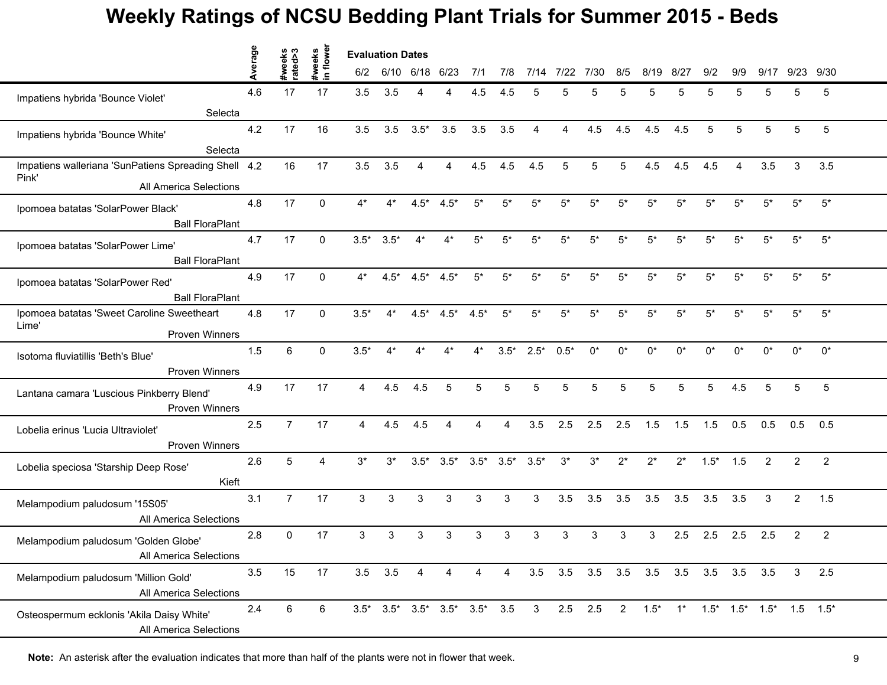# Weekly Ratings of NCSU Bedding Plant Trials for Summer 2015 - Beds

| | Average | #weeks rated>3 | #weeks in flower | 6/2 | 6/10 | 6/18 | 6/23 | 7/1 | 7/8 | 7/14 | 7/22 | 7/30 | 8/5 | 8/19 | 8/27 | 9/2 | 9/9 | 9/17 | 9/23 | 9/30 |
|---|---|---|---|---|---|---|---|---|---|---|---|---|---|---|---|---|---|---|---|---|
| | | | | **Evaluation Dates** | | | | | | | | | | | | | | | | |
| Impatiens hybrida 'Bounce Violet' Selecta | 4.6 | 17 | 17 | 3.5 | 3.5 | 4 | 4 | 4.5 | 4.5 | 5 | 5 | 5 | 5 | 5 | 5 | 5 | 5 | 5 | 5 | 5 |
| Impatiens hybrida 'Bounce White' Selecta | 4.2 | 17 | 16 | 3.5 | 3.5 | 3.5* | 3.5 | 3.5 | 3.5 | 4 | 4 | 4.5 | 4.5 | 4.5 | 4.5 | 5 | 5 | 5 | 5 | 5 |
| Impatiens walleriana 'SunPatiens Spreading Shell Pink' All America Selections | 4.2 | 16 | 17 | 3.5 | 3.5 | 4 | 4 | 4.5 | 4.5 | 4.5 | 5 | 5 | 5 | 4.5 | 4.5 | 4.5 | 4 | 3.5 | 3 | 3.5 |
| Ipomoea batatas 'SolarPower Black' Ball FloraPlant | 4.8 | 17 | 0 | 4* | 4* | 4.5* | 4.5* | 5* | 5* | 5* | 5* | 5* | 5* | 5* | 5* | 5* | 5* | 5* | 5* | 5* |
| Ipomoea batatas 'SolarPower Lime' Ball FloraPlant | 4.7 | 17 | 0 | 3.5* | 3.5* | 4* | 4* | 5* | 5* | 5* | 5* | 5* | 5* | 5* | 5* | 5* | 5* | 5* | 5* | 5* |
| Ipomoea batatas 'SolarPower Red' Ball FloraPlant | 4.9 | 17 | 0 | 4* | 4.5* | 4.5* | 4.5* | 5* | 5* | 5* | 5* | 5* | 5* | 5* | 5* | 5* | 5* | 5* | 5* | 5* |
| Ipomoea batatas 'Sweet Caroline Sweetheart Lime' Proven Winners | 4.8 | 17 | 0 | 3.5* | 4* | 4.5* | 4.5* | 4.5* | 5* | 5* | 5* | 5* | 5* | 5* | 5* | 5* | 5* | 5* | 5* | 5* |
| Isotoma fluviatillis 'Beth's Blue' Proven Winners | 1.5 | 6 | 0 | 3.5* | 4* | 4* | 4* | 4* | 3.5* | 2.5* | 0.5* | 0* | 0* | 0* | 0* | 0* | 0* | 0* | 0* | 0* |
| Lantana camara 'Luscious Pinkberry Blend' Proven Winners | 4.9 | 17 | 17 | 4 | 4.5 | 4.5 | 5 | 5 | 5 | 5 | 5 | 5 | 5 | 5 | 5 | 5 | 4.5 | 5 | 5 | 5 |
| Lobelia erinus 'Lucia Ultraviolet' Proven Winners | 2.5 | 7 | 17 | 4 | 4.5 | 4.5 | 4 | 4 | 4 | 3.5 | 2.5 | 2.5 | 2.5 | 1.5 | 1.5 | 1.5 | 0.5 | 0.5 | 0.5 | 0.5 |
| Lobelia speciosa 'Starship Deep Rose' Kieft | 2.6 | 5 | 4 | 3* | 3* | 3.5* | 3.5* | 3.5* | 3.5* | 3.5* | 3* | 3* | 2* | 2* | 2* | 1.5* | 1.5 | 2 | 2 | 2 |
| Melampodium paludosum '15S05' All America Selections | 3.1 | 7 | 17 | 3 | 3 | 3 | 3 | 3 | 3 | 3 | 3.5 | 3.5 | 3.5 | 3.5 | 3.5 | 3.5 | 3.5 | 3 | 2 | 1.5 |
| Melampodium paludosum 'Golden Globe' All America Selections | 2.8 | 0 | 17 | 3 | 3 | 3 | 3 | 3 | 3 | 3 | 3 | 3 | 3 | 3 | 2.5 | 2.5 | 2.5 | 2.5 | 2 | 2 |
| Melampodium paludosum 'Million Gold' All America Selections | 3.5 | 15 | 17 | 3.5 | 3.5 | 4 | 4 | 4 | 4 | 3.5 | 3.5 | 3.5 | 3.5 | 3.5 | 3.5 | 3.5 | 3.5 | 3.5 | 3 | 2.5 |
| Osteospermum ecklonis 'Akila Daisy White' All America Selections | 2.4 | 6 | 6 | 3.5* | 3.5* | 3.5* | 3.5* | 3.5* | 3.5 | 3 | 2.5 | 2.5 | 2 | 1.5* | 1* | 1.5* | 1.5* | 1.5* | 1.5 | 1.5* |

**Note:** An asterisk after the evaluation indicates that more than half of the plants were not in flower that week.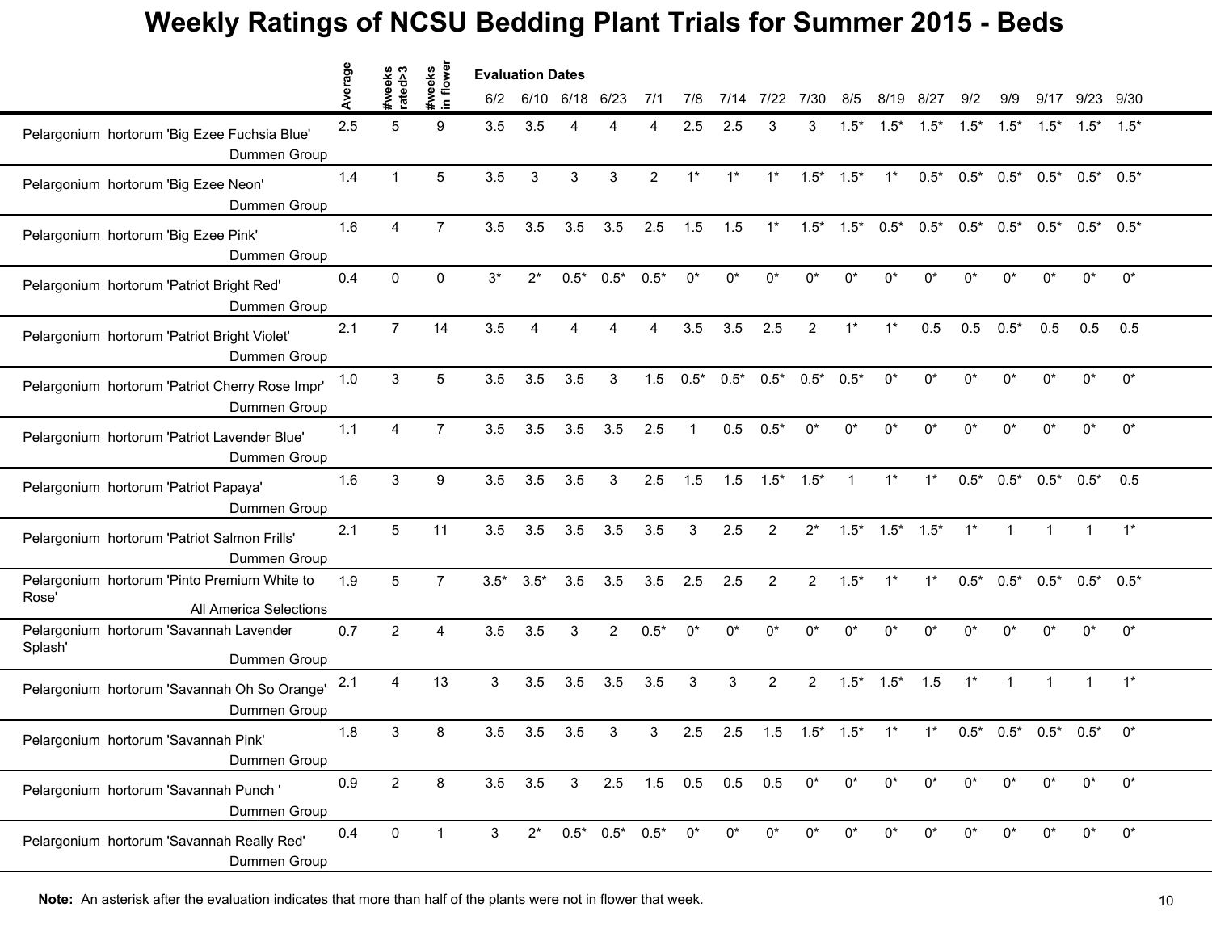# Weekly Ratings of NCSU Bedding Plant Trials for Summer 2015 - Beds

| | Average | #weeks rated>3 | #weeks in flower | Evaluation Dates 6/2 | 6/10 | 6/18 | 6/23 | 7/1 | 7/8 | 7/14 | 7/22 | 7/30 | 8/5 | 8/19 | 8/27 | 9/2 | 9/9 | 9/17 | 9/23 | 9/30 |
|---|---|---|---|---|---|---|---|---|---|---|---|---|---|---|---|---|---|---|---|---|
| Pelargonium hortorum 'Big Ezee Fuchsia Blue' Dummen Group | 2.5 | 5 | 9 | 3.5 | 3.5 | 4 | 4 | 4 | 2.5 | 2.5 | 3 | 3 | 1.5* | 1.5* | 1.5* | 1.5* | 1.5* | 1.5* | 1.5* | 1.5* |
| Pelargonium hortorum 'Big Ezee Neon' Dummen Group | 1.4 | 1 | 5 | 3.5 | 3 | 3 | 3 | 2 | 1* | 1* | 1* | 1.5* | 1.5* | 1* | 0.5* | 0.5* | 0.5* | 0.5* | 0.5* | 0.5* |
| Pelargonium hortorum 'Big Ezee Pink' Dummen Group | 1.6 | 4 | 7 | 3.5 | 3.5 | 3.5 | 3.5 | 2.5 | 1.5 | 1.5 | 1* | 1.5* | 1.5* | 0.5* | 0.5* | 0.5* | 0.5* | 0.5* | 0.5* | 0.5* |
| Pelargonium hortorum 'Patriot Bright Red' Dummen Group | 0.4 | 0 | 0 | 3* | 2* | 0.5* | 0.5* | 0.5* | 0* | 0* | 0* | 0* | 0* | 0* | 0* | 0* | 0* | 0* | 0* | 0* |
| Pelargonium hortorum 'Patriot Bright Violet' Dummen Group | 2.1 | 7 | 14 | 3.5 | 4 | 4 | 4 | 4 | 3.5 | 3.5 | 2.5 | 2 | 1* | 1* | 0.5 | 0.5 | 0.5* | 0.5 | 0.5 | 0.5 |
| Pelargonium hortorum 'Patriot Cherry Rose Impr' Dummen Group | 1.0 | 3 | 5 | 3.5 | 3.5 | 3.5 | 3 | 1.5 | 0.5* | 0.5* | 0.5* | 0.5* | 0.5* | 0* | 0* | 0* | 0* | 0* | 0* | 0* |
| Pelargonium hortorum 'Patriot Lavender Blue' Dummen Group | 1.1 | 4 | 7 | 3.5 | 3.5 | 3.5 | 3.5 | 2.5 | 1 | 0.5 | 0.5* | 0* | 0* | 0* | 0* | 0* | 0* | 0* | 0* | 0* |
| Pelargonium hortorum 'Patriot Papaya' Dummen Group | 1.6 | 3 | 9 | 3.5 | 3.5 | 3.5 | 3 | 2.5 | 1.5 | 1.5 | 1.5* | 1.5* | 1 | 1* | 1* | 0.5* | 0.5* | 0.5* | 0.5* | 0.5 |
| Pelargonium hortorum 'Patriot Salmon Frills' Dummen Group | 2.1 | 5 | 11 | 3.5 | 3.5 | 3.5 | 3.5 | 3.5 | 3 | 2.5 | 2 | 2* | 1.5* | 1.5* | 1.5* | 1* | 1 | 1 | 1 | 1* |
| Pelargonium hortorum 'Pinto Premium White to Rose' All America Selections | 1.9 | 5 | 7 | 3.5* | 3.5* | 3.5 | 3.5 | 3.5 | 2.5 | 2.5 | 2 | 2 | 1.5* | 1* | 1* | 0.5* | 0.5* | 0.5* | 0.5* | 0.5* |
| Pelargonium hortorum 'Savannah Lavender Splash' Dummen Group | 0.7 | 2 | 4 | 3.5 | 3.5 | 3 | 2 | 0.5* | 0* | 0* | 0* | 0* | 0* | 0* | 0* | 0* | 0* | 0* | 0* | 0* |
| Pelargonium hortorum 'Savannah Oh So Orange' Dummen Group | 2.1 | 4 | 13 | 3 | 3.5 | 3.5 | 3.5 | 3.5 | 3 | 3 | 2 | 2 | 1.5* | 1.5* | 1.5 | 1* | 1 | 1 | 1 | 1* |
| Pelargonium hortorum 'Savannah Pink' Dummen Group | 1.8 | 3 | 8 | 3.5 | 3.5 | 3.5 | 3 | 3 | 2.5 | 2.5 | 1.5 | 1.5* | 1.5* | 1* | 1* | 0.5* | 0.5* | 0.5* | 0.5* | 0* |
| Pelargonium hortorum 'Savannah Punch ' Dummen Group | 0.9 | 2 | 8 | 3.5 | 3.5 | 3 | 2.5 | 1.5 | 0.5 | 0.5 | 0.5 | 0* | 0* | 0* | 0* | 0* | 0* | 0* | 0* | 0* |
| Pelargonium hortorum 'Savannah Really Red' Dummen Group | 0.4 | 0 | 1 | 3 | 2* | 0.5* | 0.5* | 0.5* | 0* | 0* | 0* | 0* | 0* | 0* | 0* | 0* | 0* | 0* | 0* | 0* |

**Note:** An asterisk after the evaluation indicates that more than half of the plants were not in flower that week.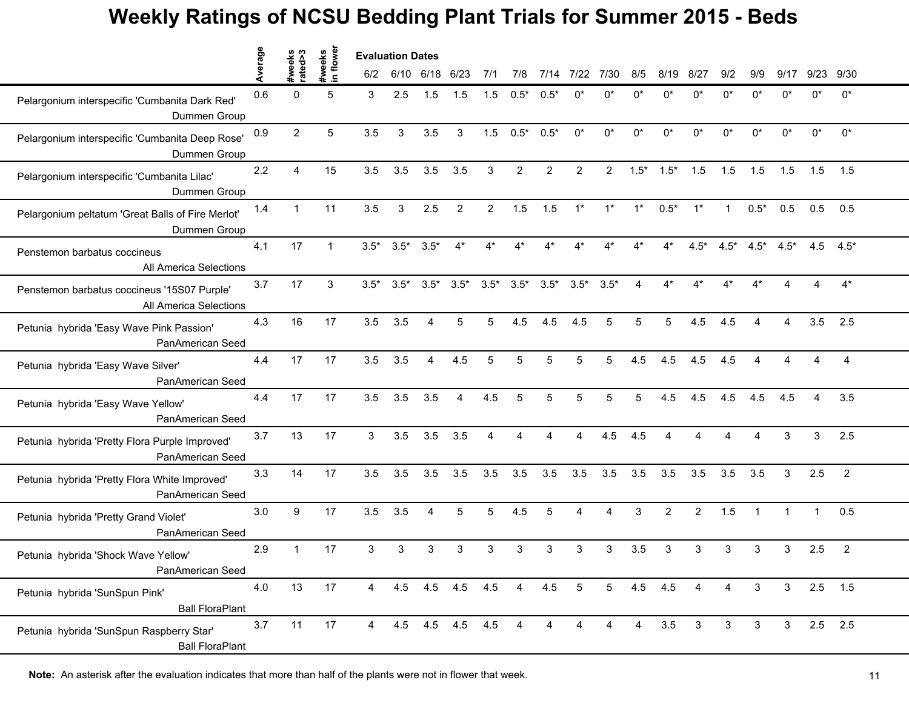# Weekly Ratings of NCSU Bedding Plant Trials for Summer 2015 - Beds

| | Average | #weeks rated>3 | #weeks in flower | 6/2 | 6/10 | 6/18 | 6/23 | 7/1 | 7/8 | 7/14 | 7/22 | 7/30 | 8/5 | 8/19 | 8/27 | 9/2 | 9/9 | 9/17 | 9/23 | 9/30 |
|---|---|---|---|---|---|---|---|---|---|---|---|---|---|---|---|---|---|---|---|---|
| | | | | Evaluation Dates | | | | | | | | | | | | | | | | |
| Pelargonium interspecific 'Cumbanita Dark Red' Dummen Group | 0.6 | 0 | 5 | 3 | 2.5 | 1.5 | 1.5 | 1.5 | 0.5* | 0.5* | 0* | 0* | 0* | 0* | 0* | 0* | 0* | 0* | 0* | 0* |
| Pelargonium interspecific 'Cumbanita Deep Rose' Dummen Group | 0.9 | 2 | 5 | 3.5 | 3 | 3.5 | 3 | 1.5 | 0.5* | 0.5* | 0* | 0* | 0* | 0* | 0* | 0* | 0* | 0* | 0* | 0* |
| Pelargonium interspecific 'Cumbanita Lilac' Dummen Group | 2.2 | 4 | 15 | 3.5 | 3.5 | 3.5 | 3.5 | 3 | 2 | 2 | 2 | 2 | 1.5* | 1.5* | 1.5 | 1.5 | 1.5 | 1.5 | 1.5 | 1.5 |
| Pelargonium peltatum 'Great Balls of Fire Merlot' Dummen Group | 1.4 | 1 | 11 | 3.5 | 3 | 2.5 | 2 | 2 | 1.5 | 1.5 | 1* | 1* | 1* | 0.5* | 1* | 1 | 0.5* | 0.5 | 0.5 | 0.5 |
| Penstemon barbatus coccineus All America Selections | 4.1 | 17 | 1 | 3.5* | 3.5* | 3.5* | 4* | 4* | 4* | 4* | 4* | 4* | 4* | 4* | 4.5* | 4.5* | 4.5* | 4.5* | 4.5 | 4.5* |
| Penstemon barbatus coccineus '15S07 Purple' All America Selections | 3.7 | 17 | 3 | 3.5* | 3.5* | 3.5* | 3.5* | 3.5* | 3.5* | 3.5* | 3.5* | 3.5* | 4 | 4* | 4* | 4* | 4* | 4 | 4 | 4* |
| Petunia hybrida 'Easy Wave Pink Passion' PanAmerican Seed | 4.3 | 16 | 17 | 3.5 | 3.5 | 4 | 5 | 5 | 4.5 | 4.5 | 4.5 | 5 | 5 | 5 | 4.5 | 4.5 | 4 | 4 | 3.5 | 2.5 |
| Petunia hybrida 'Easy Wave Silver' PanAmerican Seed | 4.4 | 17 | 17 | 3.5 | 3.5 | 4 | 4.5 | 5 | 5 | 5 | 5 | 5 | 4.5 | 4.5 | 4.5 | 4.5 | 4 | 4 | 4 | 4 |
| Petunia hybrida 'Easy Wave Yellow' PanAmerican Seed | 4.4 | 17 | 17 | 3.5 | 3.5 | 3.5 | 4 | 4.5 | 5 | 5 | 5 | 5 | 5 | 4.5 | 4.5 | 4.5 | 4.5 | 4.5 | 4 | 3.5 |
| Petunia hybrida 'Pretty Flora Purple Improved' PanAmerican Seed | 3.7 | 13 | 17 | 3 | 3.5 | 3.5 | 3.5 | 4 | 4 | 4 | 4 | 4.5 | 4.5 | 4 | 4 | 4 | 4 | 3 | 3 | 2.5 |
| Petunia hybrida 'Pretty Flora White Improved' PanAmerican Seed | 3.3 | 14 | 17 | 3.5 | 3.5 | 3.5 | 3.5 | 3.5 | 3.5 | 3.5 | 3.5 | 3.5 | 3.5 | 3.5 | 3.5 | 3.5 | 3.5 | 3 | 2.5 | 2 |
| Petunia hybrida 'Pretty Grand Violet' PanAmerican Seed | 3.0 | 9 | 17 | 3.5 | 3.5 | 4 | 5 | 5 | 4.5 | 5 | 4 | 4 | 3 | 2 | 2 | 1.5 | 1 | 1 | 1 | 0.5 |
| Petunia hybrida 'Shock Wave Yellow' PanAmerican Seed | 2.9 | 1 | 17 | 3 | 3 | 3 | 3 | 3 | 3 | 3 | 3 | 3 | 3.5 | 3 | 3 | 3 | 3 | 3 | 2.5 | 2 |
| Petunia hybrida 'SunSpun Pink' Ball FloraPlant | 4.0 | 13 | 17 | 4 | 4.5 | 4.5 | 4.5 | 4.5 | 4 | 4.5 | 5 | 5 | 4.5 | 4.5 | 4 | 4 | 3 | 3 | 2.5 | 1.5 |
| Petunia hybrida 'SunSpun Raspberry Star' Ball FloraPlant | 3.7 | 11 | 17 | 4 | 4.5 | 4.5 | 4.5 | 4.5 | 4 | 4 | 4 | 4 | 4 | 3.5 | 3 | 3 | 3 | 3 | 2.5 | 2.5 |

**Note:** An asterisk after the evaluation indicates that more than half of the plants were not in flower that week.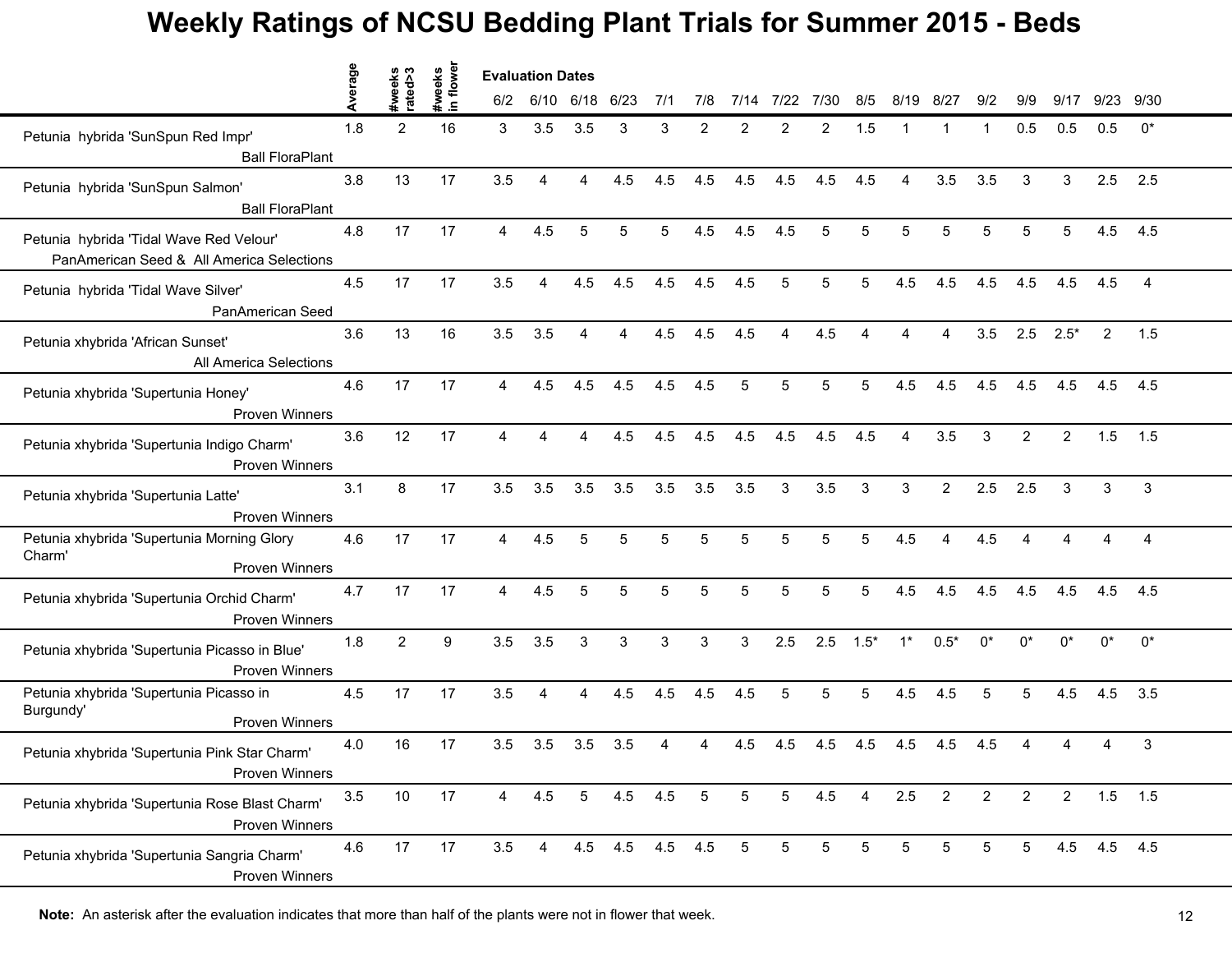# Weekly Ratings of NCSU Bedding Plant Trials for Summer 2015 - Beds

| | Average | #weeks rated>3 | #weeks in flower | Evaluation Dates 6/2 | 6/10 | 6/18 | 6/23 | 7/1 | 7/8 | 7/14 | 7/22 | 7/30 | 8/5 | 8/19 | 8/27 | 9/2 | 9/9 | 9/17 | 9/23 | 9/30 |
|---|---|---|---|---|---|---|---|---|---|---|---|---|---|---|---|---|---|---|---|---|
| Petunia hybrida 'SunSpun Red Impr' Ball FloraPlant | 1.8 | 2 | 16 | 3 | 3.5 | 3.5 | 3 | 3 | 2 | 2 | 2 | 2 | 1.5 | 1 | 1 | 1 | 0.5 | 0.5 | 0.5 | 0* |
| Petunia hybrida 'SunSpun Salmon' Ball FloraPlant | 3.8 | 13 | 17 | 3.5 | 4 | 4 | 4.5 | 4.5 | 4.5 | 4.5 | 4.5 | 4.5 | 4.5 | 4 | 3.5 | 3.5 | 3 | 3 | 2.5 | 2.5 |
| Petunia hybrida 'Tidal Wave Red Velour' PanAmerican Seed & All America Selections | 4.8 | 17 | 17 | 4 | 4.5 | 5 | 5 | 5 | 4.5 | 4.5 | 4.5 | 5 | 5 | 5 | 5 | 5 | 5 | 5 | 4.5 | 4.5 |
| Petunia hybrida 'Tidal Wave Silver' PanAmerican Seed | 4.5 | 17 | 17 | 3.5 | 4 | 4.5 | 4.5 | 4.5 | 4.5 | 4.5 | 5 | 5 | 5 | 4.5 | 4.5 | 4.5 | 4.5 | 4.5 | 4.5 | 4 |
| Petunia xhybrida 'African Sunset' All America Selections | 3.6 | 13 | 16 | 3.5 | 3.5 | 4 | 4 | 4.5 | 4.5 | 4.5 | 4 | 4.5 | 4 | 4 | 4 | 3.5 | 2.5 | 2.5* | 2 | 1.5 |
| Petunia xhybrida 'Supertunia Honey' Proven Winners | 4.6 | 17 | 17 | 4 | 4.5 | 4.5 | 4.5 | 4.5 | 4.5 | 5 | 5 | 5 | 5 | 4.5 | 4.5 | 4.5 | 4.5 | 4.5 | 4.5 | 4.5 |
| Petunia xhybrida 'Supertunia Indigo Charm' Proven Winners | 3.6 | 12 | 17 | 4 | 4 | 4 | 4.5 | 4.5 | 4.5 | 4.5 | 4.5 | 4.5 | 4.5 | 4 | 3.5 | 3 | 2 | 2 | 1.5 | 1.5 |
| Petunia xhybrida 'Supertunia Latte' Proven Winners | 3.1 | 8 | 17 | 3.5 | 3.5 | 3.5 | 3.5 | 3.5 | 3.5 | 3.5 | 3 | 3.5 | 3 | 3 | 2 | 2.5 | 2.5 | 3 | 3 | 3 |
| Petunia xhybrida 'Supertunia Morning Glory Charm' Proven Winners | 4.6 | 17 | 17 | 4 | 4.5 | 5 | 5 | 5 | 5 | 5 | 5 | 5 | 5 | 4.5 | 4 | 4.5 | 4 | 4 | 4 | 4 |
| Petunia xhybrida 'Supertunia Orchid Charm' Proven Winners | 4.7 | 17 | 17 | 4 | 4.5 | 5 | 5 | 5 | 5 | 5 | 5 | 5 | 5 | 4.5 | 4.5 | 4.5 | 4.5 | 4.5 | 4.5 | 4.5 |
| Petunia xhybrida 'Supertunia Picasso in Blue' Proven Winners | 1.8 | 2 | 9 | 3.5 | 3.5 | 3 | 3 | 3 | 3 | 3 | 2.5 | 2.5 | 1.5* | 1* | 0.5* | 0* | 0* | 0* | 0* | 0* |
| Petunia xhybrida 'Supertunia Picasso in Burgundy' Proven Winners | 4.5 | 17 | 17 | 3.5 | 4 | 4 | 4.5 | 4.5 | 4.5 | 4.5 | 5 | 5 | 5 | 4.5 | 4.5 | 5 | 5 | 4.5 | 4.5 | 3.5 |
| Petunia xhybrida 'Supertunia Pink Star Charm' Proven Winners | 4.0 | 16 | 17 | 3.5 | 3.5 | 3.5 | 3.5 | 4 | 4 | 4.5 | 4.5 | 4.5 | 4.5 | 4.5 | 4.5 | 4.5 | 4 | 4 | 4 | 3 |
| Petunia xhybrida 'Supertunia Rose Blast Charm' Proven Winners | 3.5 | 10 | 17 | 4 | 4.5 | 5 | 4.5 | 4.5 | 5 | 5 | 5 | 4.5 | 4 | 2.5 | 2 | 2 | 2 | 2 | 1.5 | 1.5 |
| Petunia xhybrida 'Supertunia Sangria Charm' Proven Winners | 4.6 | 17 | 17 | 3.5 | 4 | 4.5 | 4.5 | 4.5 | 4.5 | 5 | 5 | 5 | 5 | 5 | 5 | 5 | 5 | 4.5 | 4.5 | 4.5 |

**Note:** An asterisk after the evaluation indicates that more than half of the plants were not in flower that week.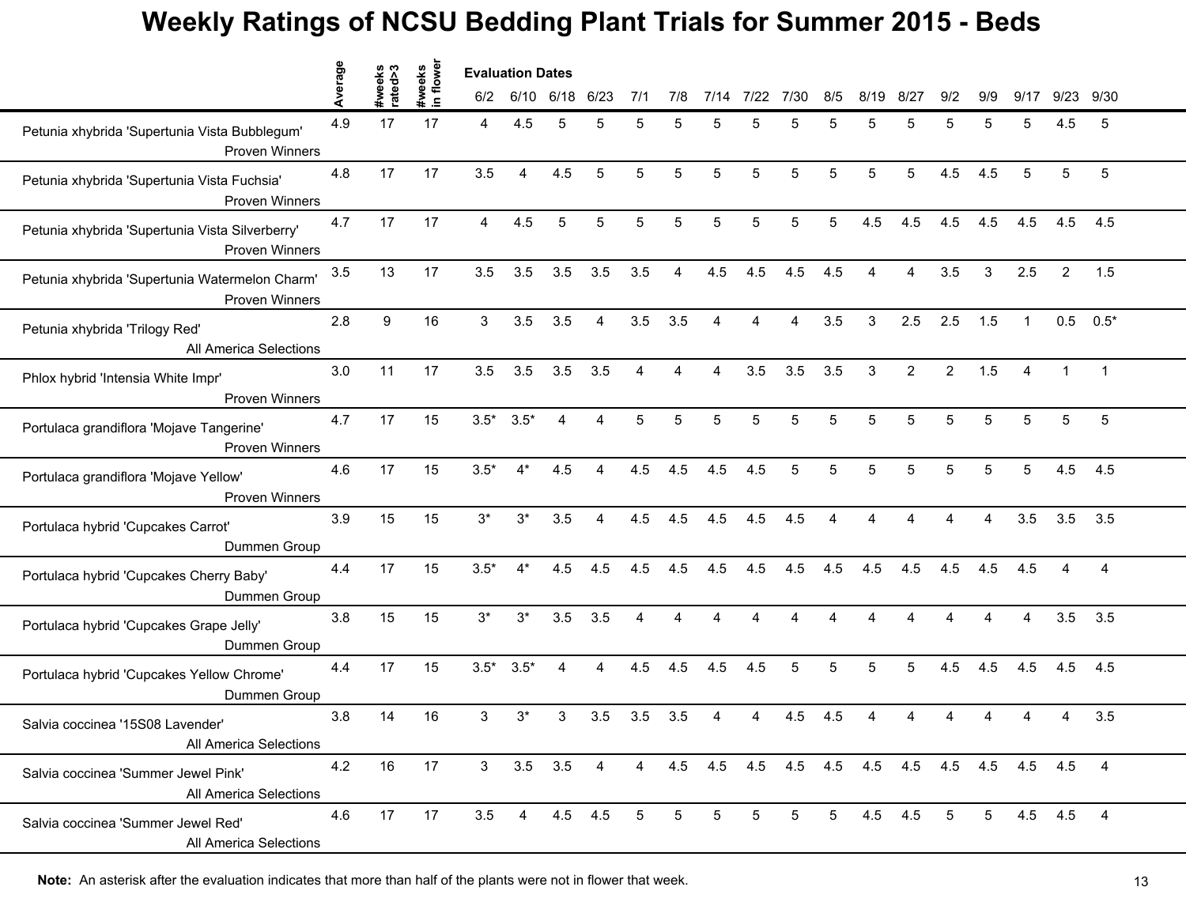# Weekly Ratings of NCSU Bedding Plant Trials for Summer 2015 - Beds

| | Average | #weeks rated>3 | #weeks in flower | Evaluation Dates 6/2 | 6/10 | 6/18 | 6/23 | 7/1 | 7/8 | 7/14 | 7/22 | 7/30 | 8/5 | 8/19 | 8/27 | 9/2 | 9/9 | 9/17 | 9/23 | 9/30 |
|---|---|---|---|---|---|---|---|---|---|---|---|---|---|---|---|---|---|---|---|---|
| Petunia xhybrida 'Supertunia Vista Bubblegum' Proven Winners | 4.9 | 17 | 17 | 4 | 4.5 | 5 | 5 | 5 | 5 | 5 | 5 | 5 | 5 | 5 | 5 | 5 | 5 | 5 | 4.5 | 5 |
| Petunia xhybrida 'Supertunia Vista Fuchsia' Proven Winners | 4.8 | 17 | 17 | 3.5 | 4 | 4.5 | 5 | 5 | 5 | 5 | 5 | 5 | 5 | 5 | 5 | 4.5 | 4.5 | 5 | 5 | 5 |
| Petunia xhybrida 'Supertunia Vista Silverberry' Proven Winners | 4.7 | 17 | 17 | 4 | 4.5 | 5 | 5 | 5 | 5 | 5 | 5 | 5 | 5 | 4.5 | 4.5 | 4.5 | 4.5 | 4.5 | 4.5 | 4.5 |
| Petunia xhybrida 'Supertunia Watermelon Charm' Proven Winners | 3.5 | 13 | 17 | 3.5 | 3.5 | 3.5 | 3.5 | 3.5 | 4 | 4.5 | 4.5 | 4.5 | 4.5 | 4 | 4 | 3.5 | 3 | 2.5 | 2 | 1.5 |
| Petunia xhybrida 'Trilogy Red' All America Selections | 2.8 | 9 | 16 | 3 | 3.5 | 3.5 | 4 | 3.5 | 3.5 | 4 | 4 | 4 | 3.5 | 3 | 2.5 | 2.5 | 1.5 | 1 | 0.5 | 0.5* |
| Phlox hybrid 'Intensia White Impr' Proven Winners | 3.0 | 11 | 17 | 3.5 | 3.5 | 3.5 | 3.5 | 4 | 4 | 4 | 3.5 | 3.5 | 3.5 | 3 | 2 | 2 | 1.5 | 4 | 1 | 1 |
| Portulaca grandiflora 'Mojave Tangerine' Proven Winners | 4.7 | 17 | 15 | 3.5* | 3.5* | 4 | 4 | 5 | 5 | 5 | 5 | 5 | 5 | 5 | 5 | 5 | 5 | 5 | 5 | 5 |
| Portulaca grandiflora 'Mojave Yellow' Proven Winners | 4.6 | 17 | 15 | 3.5* | 4* | 4.5 | 4 | 4.5 | 4.5 | 4.5 | 4.5 | 5 | 5 | 5 | 5 | 5 | 5 | 5 | 4.5 | 4.5 |
| Portulaca hybrid 'Cupcakes Carrot' Dummen Group | 3.9 | 15 | 15 | 3* | 3* | 3.5 | 4 | 4.5 | 4.5 | 4.5 | 4.5 | 4.5 | 4 | 4 | 4 | 4 | 4 | 3.5 | 3.5 | 3.5 |
| Portulaca hybrid 'Cupcakes Cherry Baby' Dummen Group | 4.4 | 17 | 15 | 3.5* | 4* | 4.5 | 4.5 | 4.5 | 4.5 | 4.5 | 4.5 | 4.5 | 4.5 | 4.5 | 4.5 | 4.5 | 4.5 | 4.5 | 4 | 4 |
| Portulaca hybrid 'Cupcakes Grape Jelly' Dummen Group | 3.8 | 15 | 15 | 3* | 3* | 3.5 | 3.5 | 4 | 4 | 4 | 4 | 4 | 4 | 4 | 4 | 4 | 4 | 4 | 3.5 | 3.5 |
| Portulaca hybrid 'Cupcakes Yellow Chrome' Dummen Group | 4.4 | 17 | 15 | 3.5* | 3.5* | 4 | 4 | 4.5 | 4.5 | 4.5 | 4.5 | 5 | 5 | 5 | 5 | 4.5 | 4.5 | 4.5 | 4.5 | 4.5 |
| Salvia coccinea '15S08 Lavender' All America Selections | 3.8 | 14 | 16 | 3 | 3* | 3 | 3.5 | 3.5 | 3.5 | 4 | 4 | 4.5 | 4.5 | 4 | 4 | 4 | 4 | 4 | 4 | 3.5 |
| Salvia coccinea 'Summer Jewel Pink' All America Selections | 4.2 | 16 | 17 | 3 | 3.5 | 3.5 | 4 | 4 | 4.5 | 4.5 | 4.5 | 4.5 | 4.5 | 4.5 | 4.5 | 4.5 | 4.5 | 4.5 | 4.5 | 4 |
| Salvia coccinea 'Summer Jewel Red' All America Selections | 4.6 | 17 | 17 | 3.5 | 4 | 4.5 | 4.5 | 5 | 5 | 5 | 5 | 5 | 5 | 4.5 | 4.5 | 5 | 5 | 4.5 | 4.5 | 4 |

**Note:** An asterisk after the evaluation indicates that more than half of the plants were not in flower that week.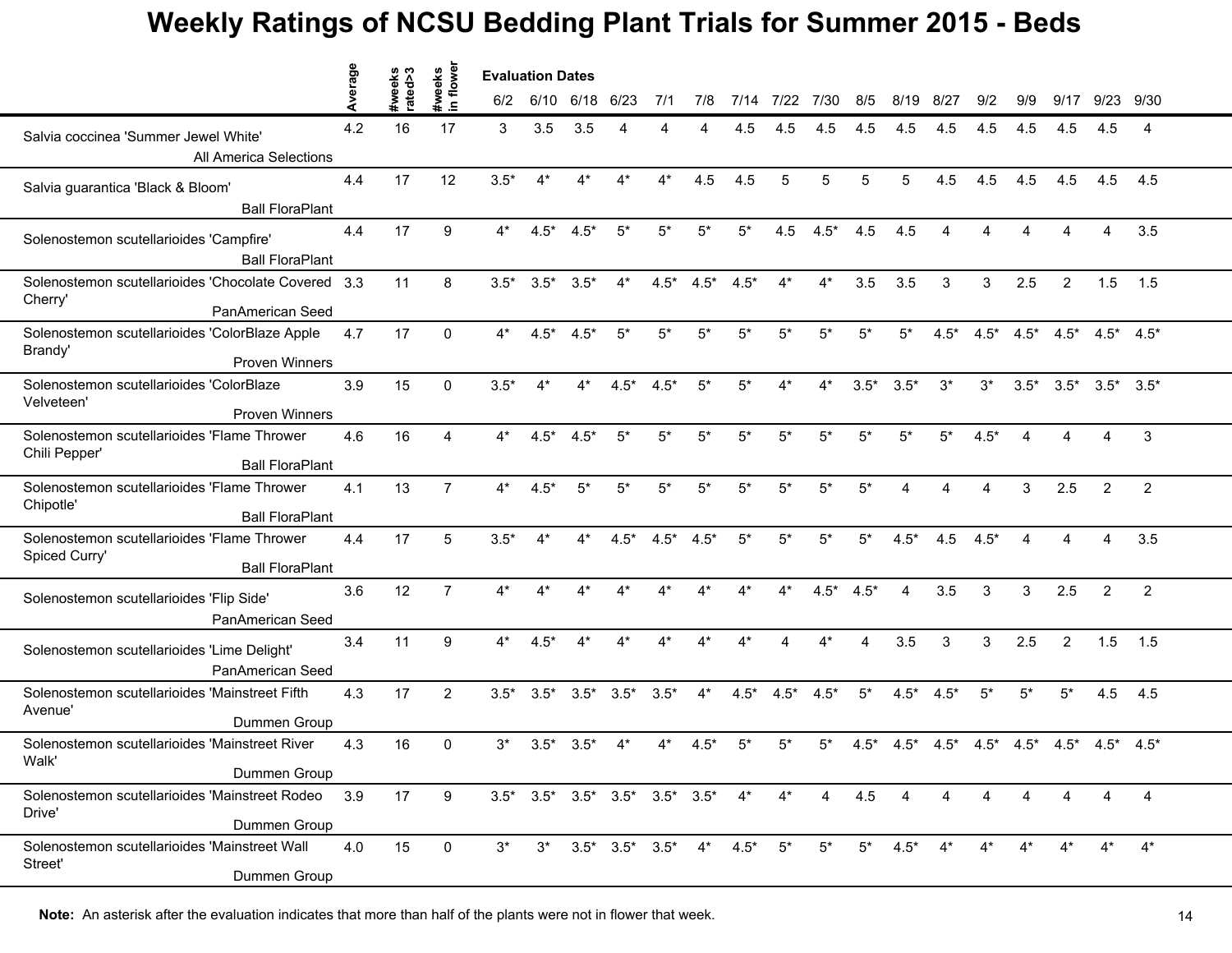# Weekly Ratings of NCSU Bedding Plant Trials for Summer 2015 - Beds

| | Average | #weeks rated>3 | #weeks in flower | 6/2 | 6/10 | 6/18 | 6/23 | 7/1 | 7/8 | 7/14 | 7/22 | 7/30 | 8/5 | 8/19 | 8/27 | 9/2 | 9/9 | 9/17 | 9/23 | 9/30 |
|---|---|---|---|---|---|---|---|---|---|---|---|---|---|---|---|---|---|---|---|---|
| Salvia coccinea 'Summer Jewel White' All America Selections | 4.2 | 16 | 17 | 3 | 3.5 | 3.5 | 4 | 4 | 4 | 4.5 | 4.5 | 4.5 | 4.5 | 4.5 | 4.5 | 4.5 | 4.5 | 4.5 | 4.5 | 4 |
| Salvia guarantica 'Black & Bloom' Ball FloraPlant | 4.4 | 17 | 12 | 3.5* | 4* | 4* | 4* | 4* | 4.5 | 4.5 | 5 | 5 | 5 | 5 | 4.5 | 4.5 | 4.5 | 4.5 | 4.5 | 4.5 |
| Solenostemon scutellarioides 'Campfire' Ball FloraPlant | 4.4 | 17 | 9 | 4* | 4.5* | 4.5* | 5* | 5* | 5* | 5* | 4.5 | 4.5* | 4.5 | 4.5 | 4 | 4 | 4 | 4 | 4 | 3.5 |
| Solenostemon scutellarioides 'Chocolate Covered Cherry' PanAmerican Seed | 3.3 | 11 | 8 | 3.5* | 3.5* | 3.5* | 4* | 4.5* | 4.5* | 4.5* | 4* | 4* | 3.5 | 3.5 | 3 | 3 | 2.5 | 2 | 1.5 | 1.5 |
| Solenostemon scutellarioides 'ColorBlaze Apple Brandy' Proven Winners | 4.7 | 17 | 0 | 4* | 4.5* | 4.5* | 5* | 5* | 5* | 5* | 5* | 5* | 5* | 5* | 4.5* | 4.5* | 4.5* | 4.5* | 4.5* | 4.5* |
| Solenostemon scutellarioides 'ColorBlaze Velveteen' Proven Winners | 3.9 | 15 | 0 | 3.5* | 4* | 4* | 4.5* | 4.5* | 5* | 5* | 4* | 4* | 3.5* | 3.5* | 3* | 3* | 3.5* | 3.5* | 3.5* | 3.5* |
| Solenostemon scutellarioides 'Flame Thrower Chili Pepper' Ball FloraPlant | 4.6 | 16 | 4 | 4* | 4.5* | 4.5* | 5* | 5* | 5* | 5* | 5* | 5* | 5* | 5* | 5* | 4.5* | 4 | 4 | 4 | 3 |
| Solenostemon scutellarioides 'Flame Thrower Chipotle' Ball FloraPlant | 4.1 | 13 | 7 | 4* | 4.5* | 5* | 5* | 5* | 5* | 5* | 5* | 5* | 5* | 4 | 4 | 4 | 3 | 2.5 | 2 | 2 |
| Solenostemon scutellarioides 'Flame Thrower Spiced Curry' Ball FloraPlant | 4.4 | 17 | 5 | 3.5* | 4* | 4* | 4.5* | 4.5* | 4.5* | 5* | 5* | 5* | 5* | 4.5* | 4.5 | 4.5* | 4 | 4 | 4 | 3.5 |
| Solenostemon scutellarioides 'Flip Side' PanAmerican Seed | 3.6 | 12 | 7 | 4* | 4* | 4* | 4* | 4* | 4* | 4* | 4* | 4.5* | 4.5* | 4 | 3.5 | 3 | 3 | 2.5 | 2 | 2 |
| Solenostemon scutellarioides 'Lime Delight' PanAmerican Seed | 3.4 | 11 | 9 | 4* | 4.5* | 4* | 4* | 4* | 4* | 4* | 4 | 4* | 4 | 3.5 | 3 | 3 | 2.5 | 2 | 1.5 | 1.5 |
| Solenostemon scutellarioides 'Mainstreet Fifth Avenue' Dummen Group | 4.3 | 17 | 2 | 3.5* | 3.5* | 3.5* | 3.5* | 3.5* | 4* | 4.5* | 4.5* | 4.5* | 5* | 4.5* | 4.5* | 5* | 5* | 5* | 4.5 | 4.5 |
| Solenostemon scutellarioides 'Mainstreet River Walk' Dummen Group | 4.3 | 16 | 0 | 3* | 3.5* | 3.5* | 4* | 4* | 4.5* | 5* | 5* | 5* | 4.5* | 4.5* | 4.5* | 4.5* | 4.5* | 4.5* | 4.5* | 4.5* |
| Solenostemon scutellarioides 'Mainstreet Rodeo Drive' Dummen Group | 3.9 | 17 | 9 | 3.5* | 3.5* | 3.5* | 3.5* | 3.5* | 3.5* | 4* | 4* | 4 | 4.5 | 4 | 4 | 4 | 4 | 4 | 4 | 4 |
| Solenostemon scutellarioides 'Mainstreet Wall Street' Dummen Group | 4.0 | 15 | 0 | 3* | 3* | 3.5* | 3.5* | 3.5* | 4* | 4.5* | 5* | 5* | 5* | 4.5* | 4* | 4* | 4* | 4* | 4* | 4* |

**Note:** An asterisk after the evaluation indicates that more than half of the plants were not in flower that week.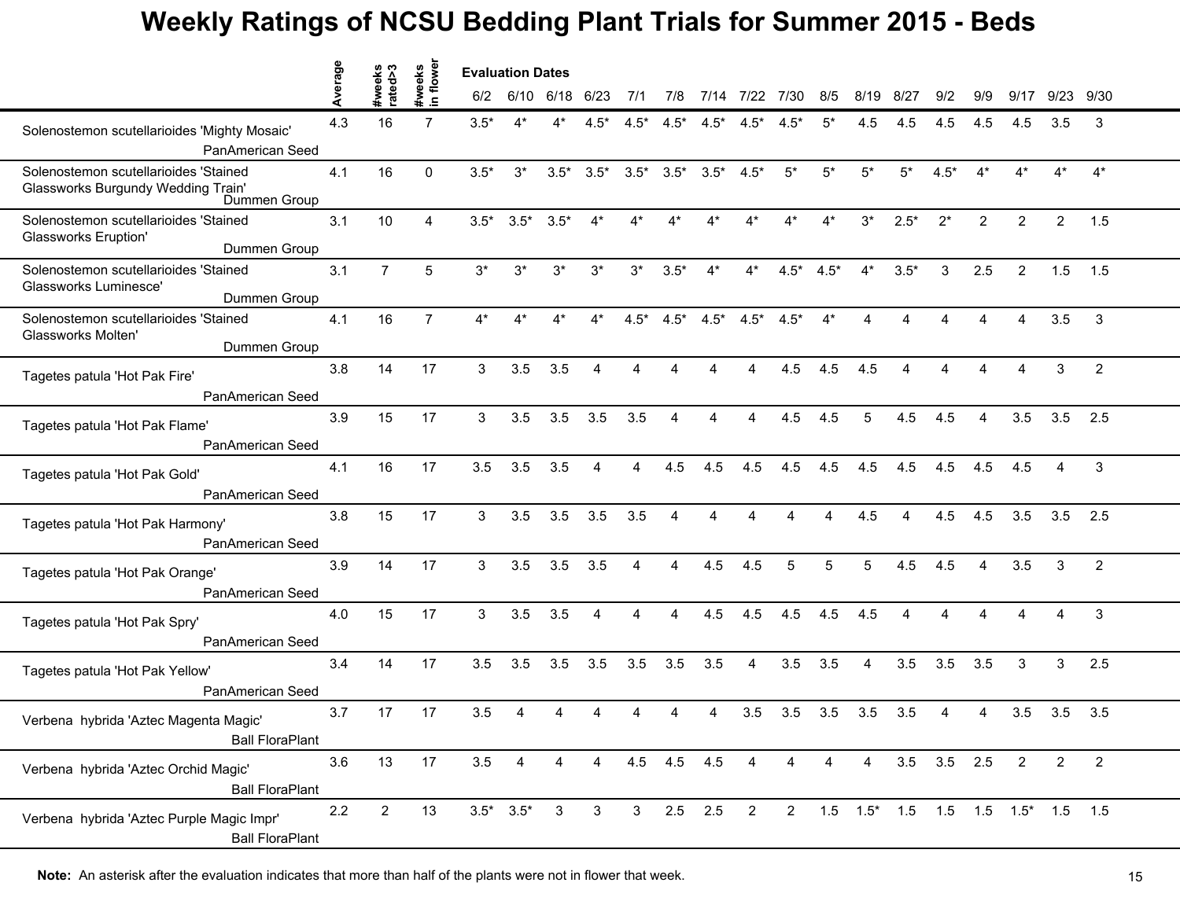# Weekly Ratings of NCSU Bedding Plant Trials for Summer 2015 - Beds

| | Average | #weeks rated>3 | #weeks in flower | 6/2 | 6/10 | 6/18 | 6/23 | 7/1 | 7/8 | 7/14 | 7/22 | 7/30 | 8/5 | 8/19 | 8/27 | 9/2 | 9/9 | 9/17 | 9/23 | 9/30 |
|---|---|---|---|---|---|---|---|---|---|---|---|---|---|---|---|---|---|---|---|---|
| | | | | Evaluation Dates | | | | | | | | | | | | | | | | |
| Solenostemon scutellarioides 'Mighty Mosaic' PanAmerican Seed | 4.3 | 16 | 7 | 3.5* | 4* | 4* | 4.5* | 4.5* | 4.5* | 4.5* | 4.5* | 4.5* | 5* | 4.5 | 4.5 | 4.5 | 4.5 | 4.5 | 3.5 | 3 |
| Solenostemon scutellarioides 'Stained Glassworks Burgundy Wedding Train' Dummen Group | 4.1 | 16 | 0 | 3.5* | 3* | 3.5* | 3.5* | 3.5* | 3.5* | 3.5* | 4.5* | 5* | 5* | 5* | 5* | 4.5* | 4* | 4* | 4* | 4* |
| Solenostemon scutellarioides 'Stained Glassworks Eruption' Dummen Group | 3.1 | 10 | 4 | 3.5* | 3.5* | 3.5* | 4* | 4* | 4* | 4* | 4* | 4* | 4* | 3* | 2.5* | 2* | 2 | 2 | 2 | 1.5 |
| Solenostemon scutellarioides 'Stained Glassworks Luminesce' Dummen Group | 3.1 | 7 | 5 | 3* | 3* | 3* | 3* | 3* | 3.5* | 4* | 4* | 4.5* | 4.5* | 4* | 3.5* | 3 | 2.5 | 2 | 1.5 | 1.5 |
| Solenostemon scutellarioides 'Stained Glassworks Molten' Dummen Group | 4.1 | 16 | 7 | 4* | 4* | 4* | 4* | 4.5* | 4.5* | 4.5* | 4.5* | 4.5* | 4* | 4 | 4 | 4 | 4 | 4 | 3.5 | 3 |
| Tagetes patula 'Hot Pak Fire' PanAmerican Seed | 3.8 | 14 | 17 | 3 | 3.5 | 3.5 | 4 | 4 | 4 | 4 | 4 | 4.5 | 4.5 | 4.5 | 4 | 4 | 4 | 4 | 3 | 2 |
| Tagetes patula 'Hot Pak Flame' PanAmerican Seed | 3.9 | 15 | 17 | 3 | 3.5 | 3.5 | 3.5 | 3.5 | 4 | 4 | 4 | 4.5 | 4.5 | 5 | 4.5 | 4.5 | 4 | 3.5 | 3.5 | 2.5 |
| Tagetes patula 'Hot Pak Gold' PanAmerican Seed | 4.1 | 16 | 17 | 3.5 | 3.5 | 3.5 | 4 | 4 | 4.5 | 4.5 | 4.5 | 4.5 | 4.5 | 4.5 | 4.5 | 4.5 | 4.5 | 4.5 | 4 | 3 |
| Tagetes patula 'Hot Pak Harmony' PanAmerican Seed | 3.8 | 15 | 17 | 3 | 3.5 | 3.5 | 3.5 | 3.5 | 4 | 4 | 4 | 4 | 4 | 4.5 | 4 | 4.5 | 4.5 | 3.5 | 3.5 | 2.5 |
| Tagetes patula 'Hot Pak Orange' PanAmerican Seed | 3.9 | 14 | 17 | 3 | 3.5 | 3.5 | 3.5 | 4 | 4 | 4.5 | 4.5 | 5 | 5 | 5 | 4.5 | 4.5 | 4 | 3.5 | 3 | 2 |
| Tagetes patula 'Hot Pak Spry' PanAmerican Seed | 4.0 | 15 | 17 | 3 | 3.5 | 3.5 | 4 | 4 | 4 | 4.5 | 4.5 | 4.5 | 4.5 | 4.5 | 4 | 4 | 4 | 4 | 4 | 3 |
| Tagetes patula 'Hot Pak Yellow' PanAmerican Seed | 3.4 | 14 | 17 | 3.5 | 3.5 | 3.5 | 3.5 | 3.5 | 3.5 | 3.5 | 4 | 3.5 | 3.5 | 4 | 3.5 | 3.5 | 3.5 | 3 | 3 | 2.5 |
| Verbena hybrida 'Aztec Magenta Magic' Ball FloraPlant | 3.7 | 17 | 17 | 3.5 | 4 | 4 | 4 | 4 | 4 | 4 | 3.5 | 3.5 | 3.5 | 3.5 | 3.5 | 4 | 4 | 3.5 | 3.5 | 3.5 |
| Verbena hybrida 'Aztec Orchid Magic' Ball FloraPlant | 3.6 | 13 | 17 | 3.5 | 4 | 4 | 4 | 4.5 | 4.5 | 4.5 | 4 | 4 | 4 | 4 | 3.5 | 3.5 | 2.5 | 2 | 2 | 2 |
| Verbena hybrida 'Aztec Purple Magic Impr' Ball FloraPlant | 2.2 | 2 | 13 | 3.5* | 3.5* | 3 | 3 | 3 | 2.5 | 2.5 | 2 | 2 | 1.5 | 1.5* | 1.5 | 1.5 | 1.5 | 1.5* | 1.5 | 1.5 |

**Note:** An asterisk after the evaluation indicates that more than half of the plants were not in flower that week.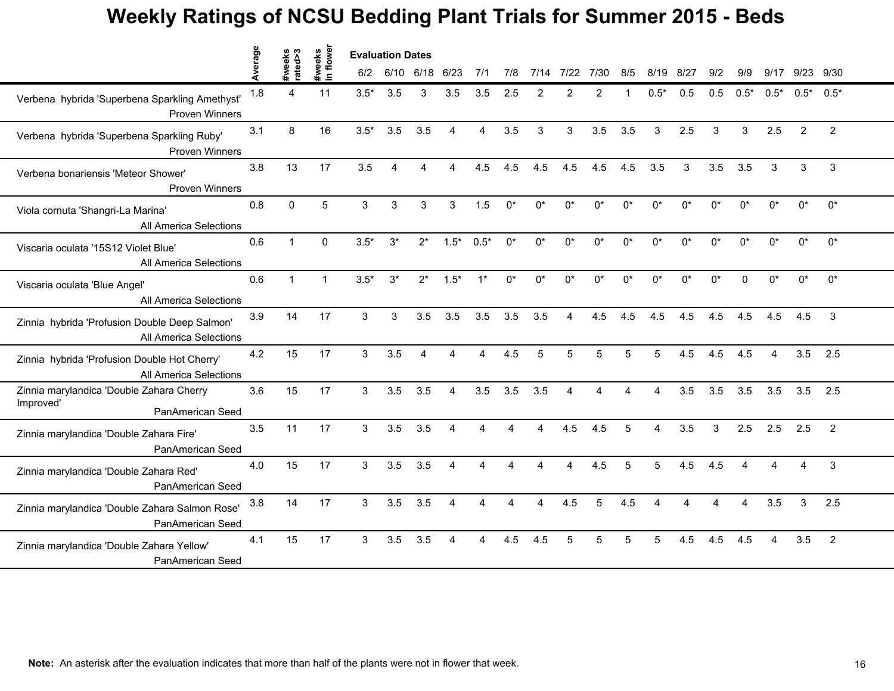# Weekly Ratings of NCSU Bedding Plant Trials for Summer 2015 - Beds

| | Average | #weeks rated>3 | #weeks in flower | Evaluation Dates 6/2 | 6/10 | 6/18 | 6/23 | 7/1 | 7/8 | 7/14 | 7/22 | 7/30 | 8/5 | 8/19 | 8/27 | 9/2 | 9/9 | 9/17 | 9/23 | 9/30 |
|---|---|---|---|---|---|---|---|---|---|---|---|---|---|---|---|---|---|---|---|---|
| Verbena hybrida 'Superbena Sparkling Amethyst' Proven Winners | 1.8 | 4 | 11 | 3.5* | 3.5 | 3 | 3.5 | 3.5 | 2.5 | 2 | 2 | 2 | 1 | 0.5* | 0.5 | 0.5 | 0.5* | 0.5* | 0.5* | 0.5* |
| Verbena hybrida 'Superbena Sparkling Ruby' Proven Winners | 3.1 | 8 | 16 | 3.5* | 3.5 | 3.5 | 4 | 4 | 3.5 | 3 | 3 | 3.5 | 3.5 | 3 | 2.5 | 3 | 3 | 2.5 | 2 | 2 |
| Verbena bonariensis 'Meteor Shower' Proven Winners | 3.8 | 13 | 17 | 3.5 | 4 | 4 | 4 | 4.5 | 4.5 | 4.5 | 4.5 | 4.5 | 4.5 | 3.5 | 3 | 3.5 | 3.5 | 3 | 3 | 3 |
| Viola cornuta 'Shangri-La Marina' All America Selections | 0.8 | 0 | 5 | 3 | 3 | 3 | 3 | 1.5 | 0* | 0* | 0* | 0* | 0* | 0* | 0* | 0* | 0* | 0* | 0* | 0* |
| Viscaria oculata '15S12 Violet Blue' All America Selections | 0.6 | 1 | 0 | 3.5* | 3* | 2* | 1.5* | 0.5* | 0* | 0* | 0* | 0* | 0* | 0* | 0* | 0* | 0* | 0* | 0* | 0* |
| Viscaria oculata 'Blue Angel' All America Selections | 0.6 | 1 | 1 | 3.5* | 3* | 2* | 1.5* | 1* | 0* | 0* | 0* | 0* | 0* | 0* | 0* | 0* | 0 | 0* | 0* | 0* |
| Zinnia hybrida 'Profusion Double Deep Salmon' All America Selections | 3.9 | 14 | 17 | 3 | 3 | 3.5 | 3.5 | 3.5 | 3.5 | 3.5 | 4 | 4.5 | 4.5 | 4.5 | 4.5 | 4.5 | 4.5 | 4.5 | 4.5 | 3 |
| Zinnia hybrida 'Profusion Double Hot Cherry' All America Selections | 4.2 | 15 | 17 | 3 | 3.5 | 4 | 4 | 4 | 4.5 | 5 | 5 | 5 | 5 | 5 | 4.5 | 4.5 | 4.5 | 4 | 3.5 | 2.5 |
| Zinnia marylandica 'Double Zahara Cherry Improved' PanAmerican Seed | 3.6 | 15 | 17 | 3 | 3.5 | 3.5 | 4 | 3.5 | 3.5 | 3.5 | 4 | 4 | 4 | 4 | 3.5 | 3.5 | 3.5 | 3.5 | 3.5 | 2.5 |
| Zinnia marylandica 'Double Zahara Fire' PanAmerican Seed | 3.5 | 11 | 17 | 3 | 3.5 | 3.5 | 4 | 4 | 4 | 4 | 4.5 | 4.5 | 5 | 4 | 3.5 | 3 | 2.5 | 2.5 | 2.5 | 2 |
| Zinnia marylandica 'Double Zahara Red' PanAmerican Seed | 4.0 | 15 | 17 | 3 | 3.5 | 3.5 | 4 | 4 | 4 | 4 | 4 | 4.5 | 5 | 5 | 4.5 | 4.5 | 4 | 4 | 4 | 3 |
| Zinnia marylandica 'Double Zahara Salmon Rose' PanAmerican Seed | 3.8 | 14 | 17 | 3 | 3.5 | 3.5 | 4 | 4 | 4 | 4 | 4.5 | 5 | 4.5 | 4 | 4 | 4 | 4 | 3.5 | 3 | 2.5 |
| Zinnia marylandica 'Double Zahara Yellow' PanAmerican Seed | 4.1 | 15 | 17 | 3 | 3.5 | 3.5 | 4 | 4 | 4.5 | 4.5 | 5 | 5 | 5 | 5 | 4.5 | 4.5 | 4.5 | 4 | 3.5 | 2 |

**Note:** An asterisk after the evaluation indicates that more than half of the plants were not in flower that week.